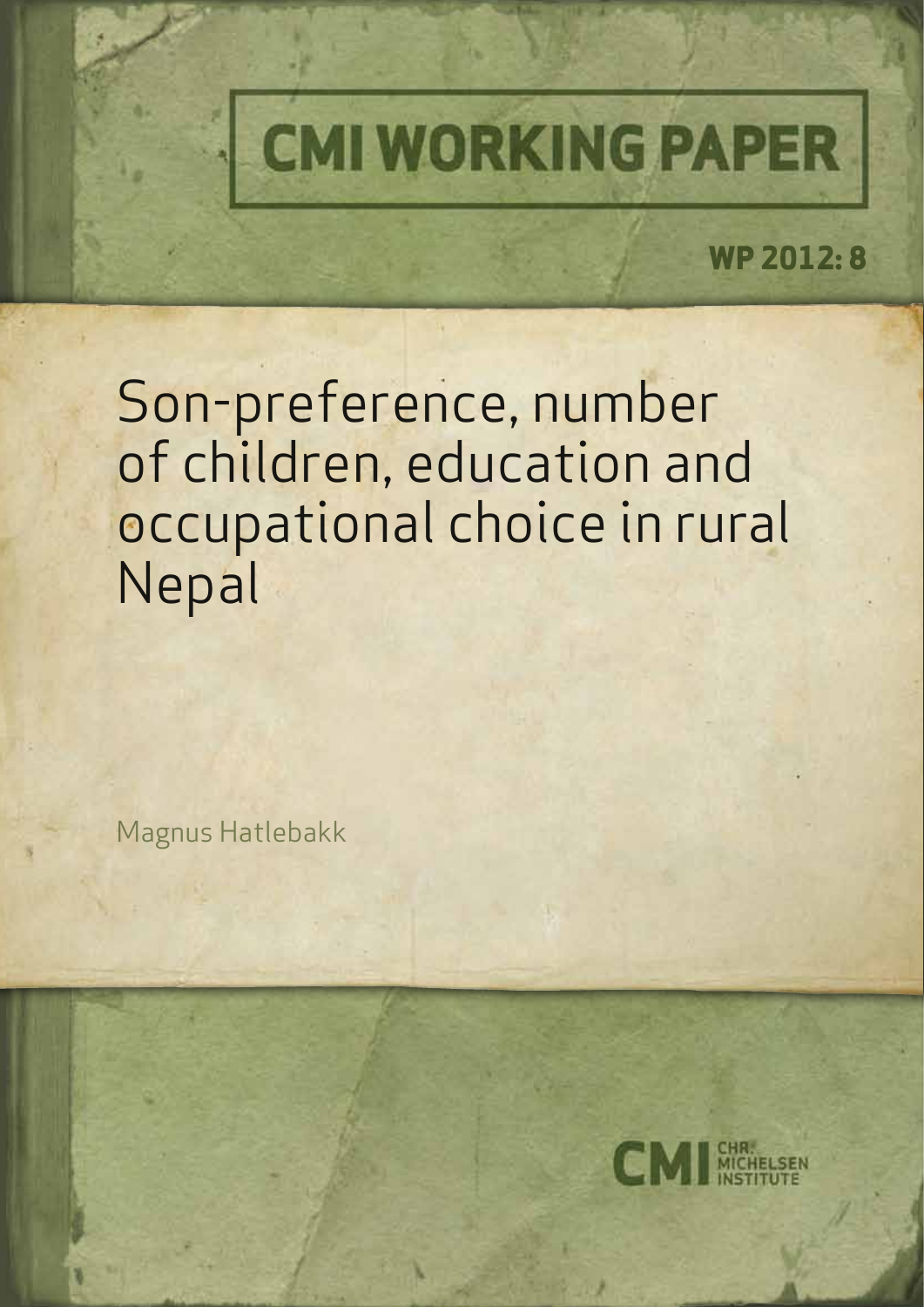CMI WORKING PAPER

WP 2012: 8

# Son-preference, number of children, education and occupational choice in rural Nepal

Magnus Hatlebakk

CMI CHR. MICHELSEN INSTITUTE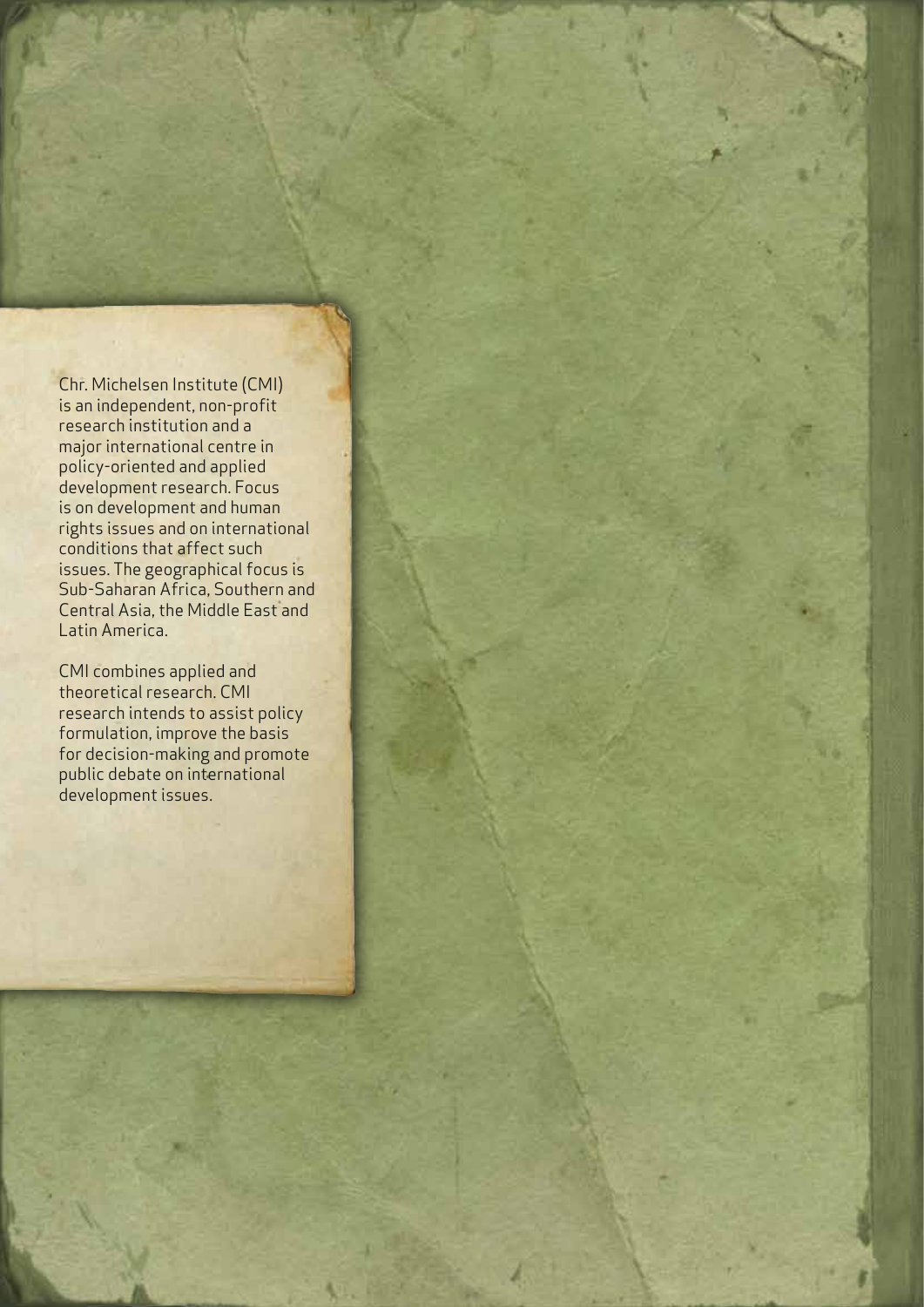Chr. Michelsen Institute (CMI) is an independent, non-profit research institution and a major international centre in policy-oriented and applied development research. Focus is on development and human rights issues and on international conditions that affect such issues. The geographical focus is Sub-Saharan Africa, Southern and Central Asia, the Middle East and Latin America.

CMI combines applied and theoretical research. CMI research intends to assist policy formulation, improve the basis for decision-making and promote public debate on international development issues.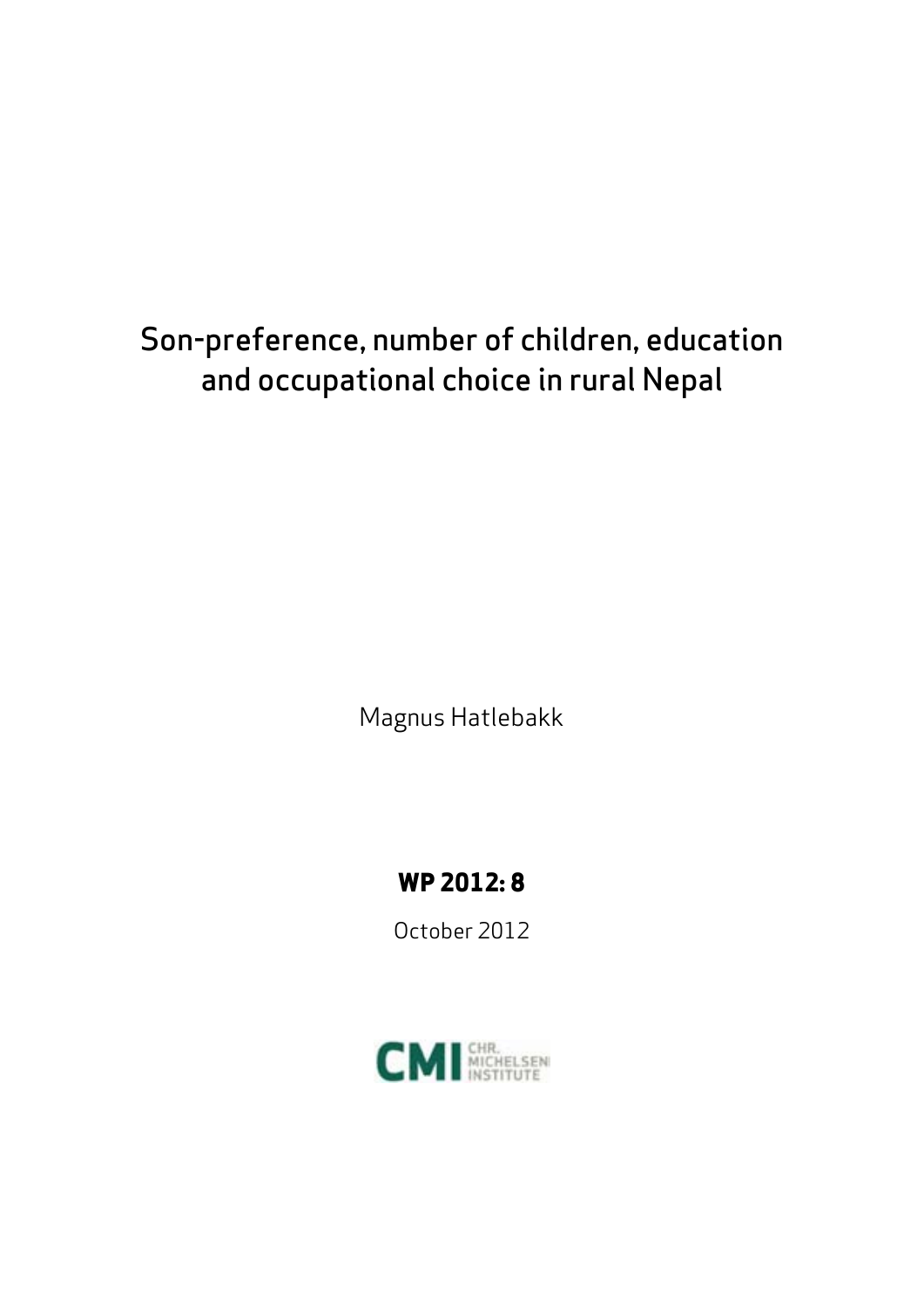# Son-preference, number of children, education and occupational choice in rural Nepal

Magnus Hatlebakk

**WP 2012: 8**

October 2012

CMI CHR. MICHELSEN INSTITUTE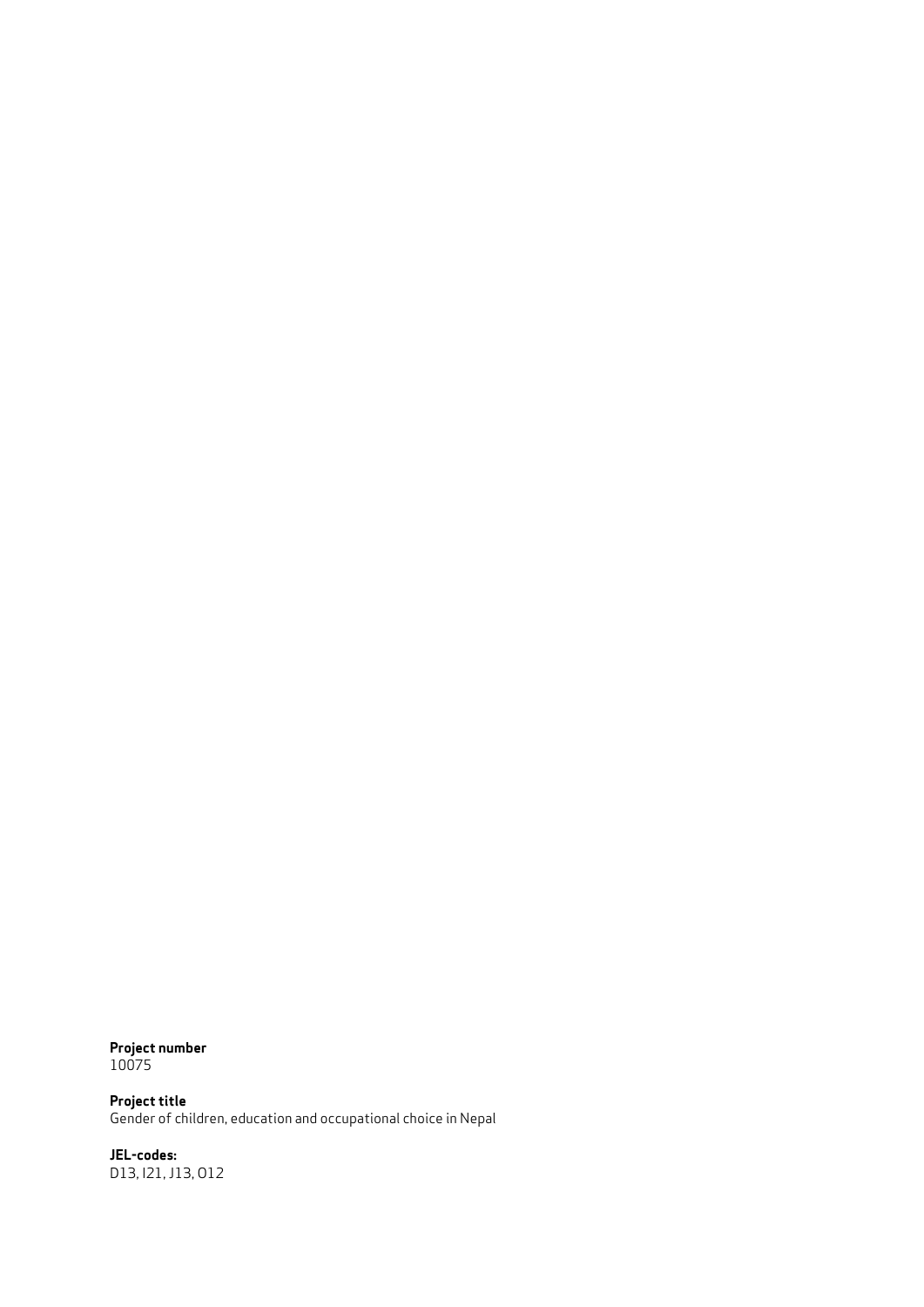**Project number**
10075

**Project title**
Gender of children, education and occupational choice in Nepal

**JEL-codes:**
D13, I21, J13, O12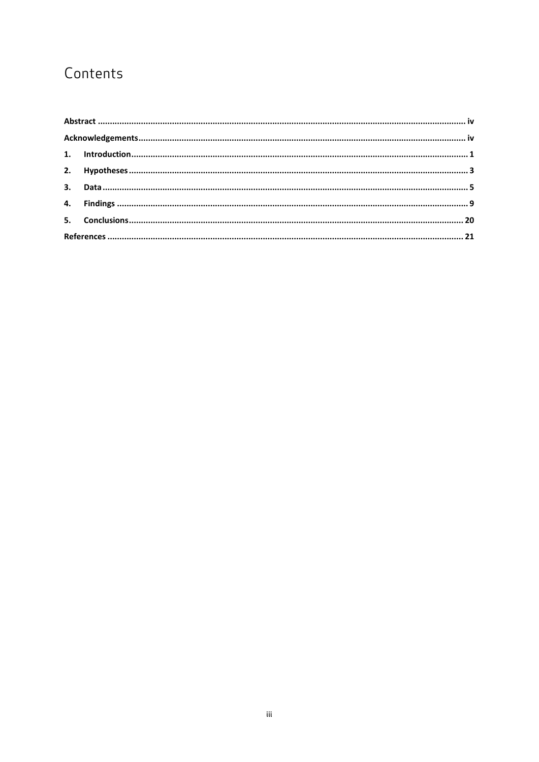# Contents

**Abstract** ........................................................................................................................................... iv

**Acknowledgements**.............................................................................................................................. iv

**1. Introduction**........................................................................................................................................ 1

**2. Hypotheses**.......................................................................................................................................... 3

**3. Data**...................................................................................................................................................... 5

**4. Findings** ................................................................................................................................................ 9

**5. Conclusions**......................................................................................................................................... 20

**References** ........................................................................................................................................... 21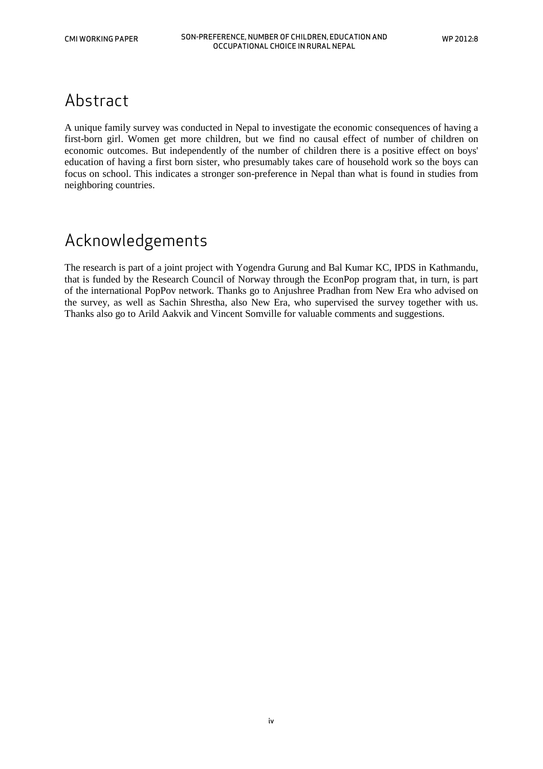# Abstract

A unique family survey was conducted in Nepal to investigate the economic consequences of having a first-born girl. Women get more children, but we find no causal effect of number of children on economic outcomes. But independently of the number of children there is a positive effect on boys' education of having a first born sister, who presumably takes care of household work so the boys can focus on school. This indicates a stronger son-preference in Nepal than what is found in studies from neighboring countries.

# Acknowledgements

The research is part of a joint project with Yogendra Gurung and Bal Kumar KC, IPDS in Kathmandu, that is funded by the Research Council of Norway through the EconPop program that, in turn, is part of the international PopPov network. Thanks go to Anjushree Pradhan from New Era who advised on the survey, as well as Sachin Shrestha, also New Era, who supervised the survey together with us. Thanks also go to Arild Aakvik and Vincent Somville for valuable comments and suggestions.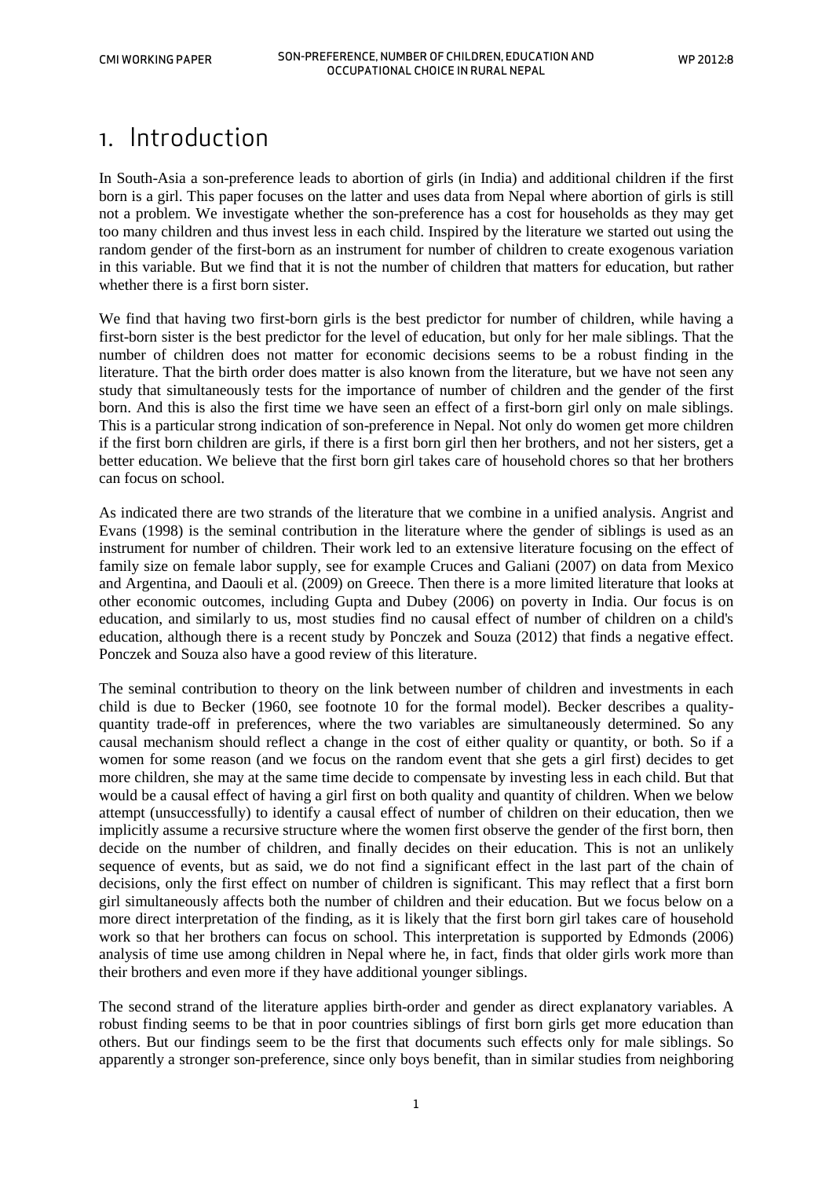# 1. Introduction

In South-Asia a son-preference leads to abortion of girls (in India) and additional children if the first born is a girl. This paper focuses on the latter and uses data from Nepal where abortion of girls is still not a problem. We investigate whether the son-preference has a cost for households as they may get too many children and thus invest less in each child. Inspired by the literature we started out using the random gender of the first-born as an instrument for number of children to create exogenous variation in this variable. But we find that it is not the number of children that matters for education, but rather whether there is a first born sister.

We find that having two first-born girls is the best predictor for number of children, while having a first-born sister is the best predictor for the level of education, but only for her male siblings. That the number of children does not matter for economic decisions seems to be a robust finding in the literature. That the birth order does matter is also known from the literature, but we have not seen any study that simultaneously tests for the importance of number of children and the gender of the first born. And this is also the first time we have seen an effect of a first-born girl only on male siblings. This is a particular strong indication of son-preference in Nepal. Not only do women get more children if the first born children are girls, if there is a first born girl then her brothers, and not her sisters, get a better education. We believe that the first born girl takes care of household chores so that her brothers can focus on school.

As indicated there are two strands of the literature that we combine in a unified analysis. Angrist and Evans (1998) is the seminal contribution in the literature where the gender of siblings is used as an instrument for number of children. Their work led to an extensive literature focusing on the effect of family size on female labor supply, see for example Cruces and Galiani (2007) on data from Mexico and Argentina, and Daouli et al. (2009) on Greece. Then there is a more limited literature that looks at other economic outcomes, including Gupta and Dubey (2006) on poverty in India. Our focus is on education, and similarly to us, most studies find no causal effect of number of children on a child's education, although there is a recent study by Ponczek and Souza (2012) that finds a negative effect. Ponczek and Souza also have a good review of this literature.

The seminal contribution to theory on the link between number of children and investments in each child is due to Becker (1960, see footnote 10 for the formal model). Becker describes a quality-quantity trade-off in preferences, where the two variables are simultaneously determined. So any causal mechanism should reflect a change in the cost of either quality or quantity, or both. So if a women for some reason (and we focus on the random event that she gets a girl first) decides to get more children, she may at the same time decide to compensate by investing less in each child. But that would be a causal effect of having a girl first on both quality and quantity of children. When we below attempt (unsuccessfully) to identify a causal effect of number of children on their education, then we implicitly assume a recursive structure where the women first observe the gender of the first born, then decide on the number of children, and finally decides on their education. This is not an unlikely sequence of events, but as said, we do not find a significant effect in the last part of the chain of decisions, only the first effect on number of children is significant. This may reflect that a first born girl simultaneously affects both the number of children and their education. But we focus below on a more direct interpretation of the finding, as it is likely that the first born girl takes care of household work so that her brothers can focus on school. This interpretation is supported by Edmonds (2006) analysis of time use among children in Nepal where he, in fact, finds that older girls work more than their brothers and even more if they have additional younger siblings.

The second strand of the literature applies birth-order and gender as direct explanatory variables. A robust finding seems to be that in poor countries siblings of first born girls get more education than others. But our findings seem to be the first that documents such effects only for male siblings. So apparently a stronger son-preference, since only boys benefit, than in similar studies from neighboring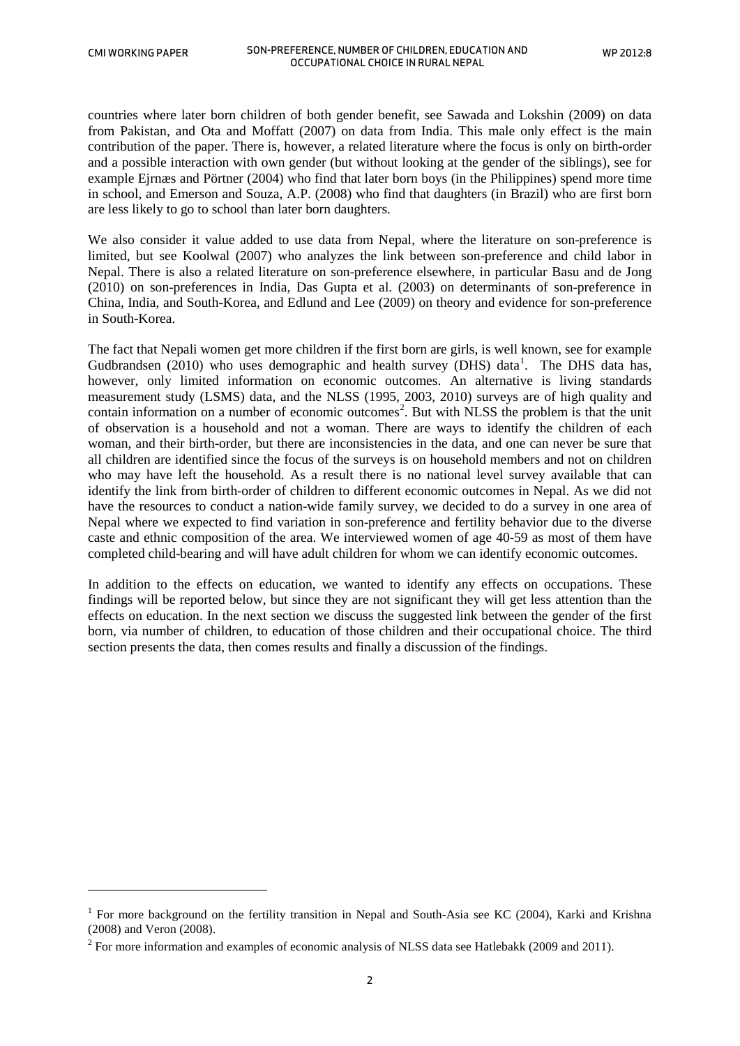countries where later born children of both gender benefit, see Sawada and Lokshin (2009) on data from Pakistan, and Ota and Moffatt (2007) on data from India. This male only effect is the main contribution of the paper. There is, however, a related literature where the focus is only on birth-order and a possible interaction with own gender (but without looking at the gender of the siblings), see for example Ejrnæs and Pörtner (2004) who find that later born boys (in the Philippines) spend more time in school, and Emerson and Souza, A.P. (2008) who find that daughters (in Brazil) who are first born are less likely to go to school than later born daughters.

We also consider it value added to use data from Nepal, where the literature on son-preference is limited, but see Koolwal (2007) who analyzes the link between son-preference and child labor in Nepal. There is also a related literature on son-preference elsewhere, in particular Basu and de Jong (2010) on son-preferences in India, Das Gupta et al. (2003) on determinants of son-preference in China, India, and South-Korea, and Edlund and Lee (2009) on theory and evidence for son-preference in South-Korea.

The fact that Nepali women get more children if the first born are girls, is well known, see for example Gudbrandsen (2010) who uses demographic and health survey (DHS) data[1]. The DHS data has, however, only limited information on economic outcomes. An alternative is living standards measurement study (LSMS) data, and the NLSS (1995, 2003, 2010) surveys are of high quality and contain information on a number of economic outcomes[2]. But with NLSS the problem is that the unit of observation is a household and not a woman. There are ways to identify the children of each woman, and their birth-order, but there are inconsistencies in the data, and one can never be sure that all children are identified since the focus of the surveys is on household members and not on children who may have left the household. As a result there is no national level survey available that can identify the link from birth-order of children to different economic outcomes in Nepal. As we did not have the resources to conduct a nation-wide family survey, we decided to do a survey in one area of Nepal where we expected to find variation in son-preference and fertility behavior due to the diverse caste and ethnic composition of the area. We interviewed women of age 40-59 as most of them have completed child-bearing and will have adult children for whom we can identify economic outcomes.

In addition to the effects on education, we wanted to identify any effects on occupations. These findings will be reported below, but since they are not significant they will get less attention than the effects on education. In the next section we discuss the suggested link between the gender of the first born, via number of children, to education of those children and their occupational choice. The third section presents the data, then comes results and finally a discussion of the findings.

---

[1] For more background on the fertility transition in Nepal and South-Asia see KC (2004), Karki and Krishna (2008) and Veron (2008).

[2] For more information and examples of economic analysis of NLSS data see Hatlebakk (2009 and 2011).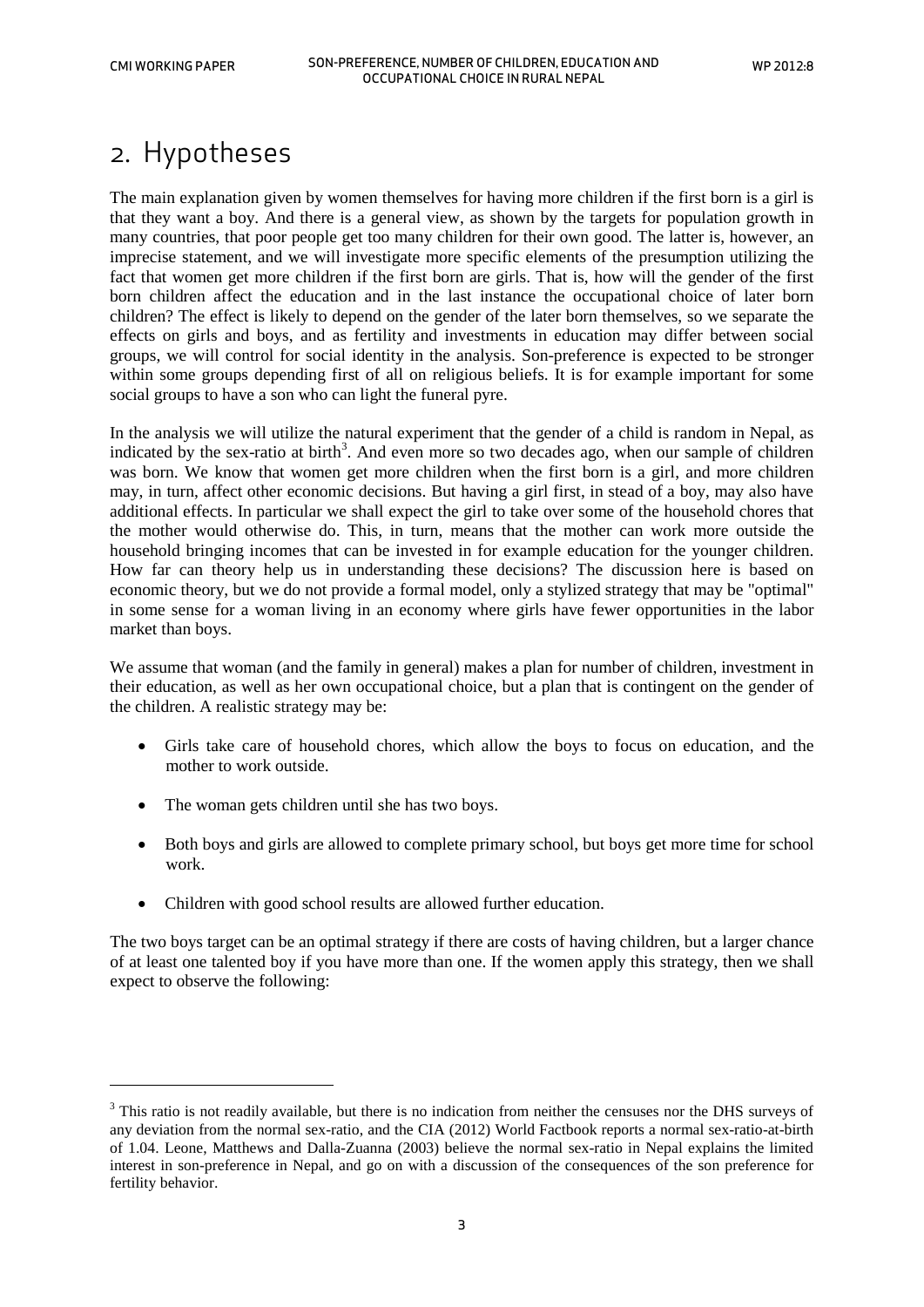# 2. Hypotheses

The main explanation given by women themselves for having more children if the first born is a girl is that they want a boy. And there is a general view, as shown by the targets for population growth in many countries, that poor people get too many children for their own good. The latter is, however, an imprecise statement, and we will investigate more specific elements of the presumption utilizing the fact that women get more children if the first born are girls. That is, how will the gender of the first born children affect the education and in the last instance the occupational choice of later born children? The effect is likely to depend on the gender of the later born themselves, so we separate the effects on girls and boys, and as fertility and investments in education may differ between social groups, we will control for social identity in the analysis. Son-preference is expected to be stronger within some groups depending first of all on religious beliefs. It is for example important for some social groups to have a son who can light the funeral pyre.

In the analysis we will utilize the natural experiment that the gender of a child is random in Nepal, as indicated by the sex-ratio at birth[3]. And even more so two decades ago, when our sample of children was born. We know that women get more children when the first born is a girl, and more children may, in turn, affect other economic decisions. But having a girl first, in stead of a boy, may also have additional effects. In particular we shall expect the girl to take over some of the household chores that the mother would otherwise do. This, in turn, means that the mother can work more outside the household bringing incomes that can be invested in for example education for the younger children. How far can theory help us in understanding these decisions? The discussion here is based on economic theory, but we do not provide a formal model, only a stylized strategy that may be "optimal" in some sense for a woman living in an economy where girls have fewer opportunities in the labor market than boys.

We assume that woman (and the family in general) makes a plan for number of children, investment in their education, as well as her own occupational choice, but a plan that is contingent on the gender of the children. A realistic strategy may be:

- Girls take care of household chores, which allow the boys to focus on education, and the mother to work outside.
- The woman gets children until she has two boys.
- Both boys and girls are allowed to complete primary school, but boys get more time for school work.
- Children with good school results are allowed further education.

The two boys target can be an optimal strategy if there are costs of having children, but a larger chance of at least one talented boy if you have more than one. If the women apply this strategy, then we shall expect to observe the following:

[3] This ratio is not readily available, but there is no indication from neither the censuses nor the DHS surveys of any deviation from the normal sex-ratio, and the CIA (2012) World Factbook reports a normal sex-ratio-at-birth of 1.04. Leone, Matthews and Dalla-Zuanna (2003) believe the normal sex-ratio in Nepal explains the limited interest in son-preference in Nepal, and go on with a discussion of the consequences of the son preference for fertility behavior.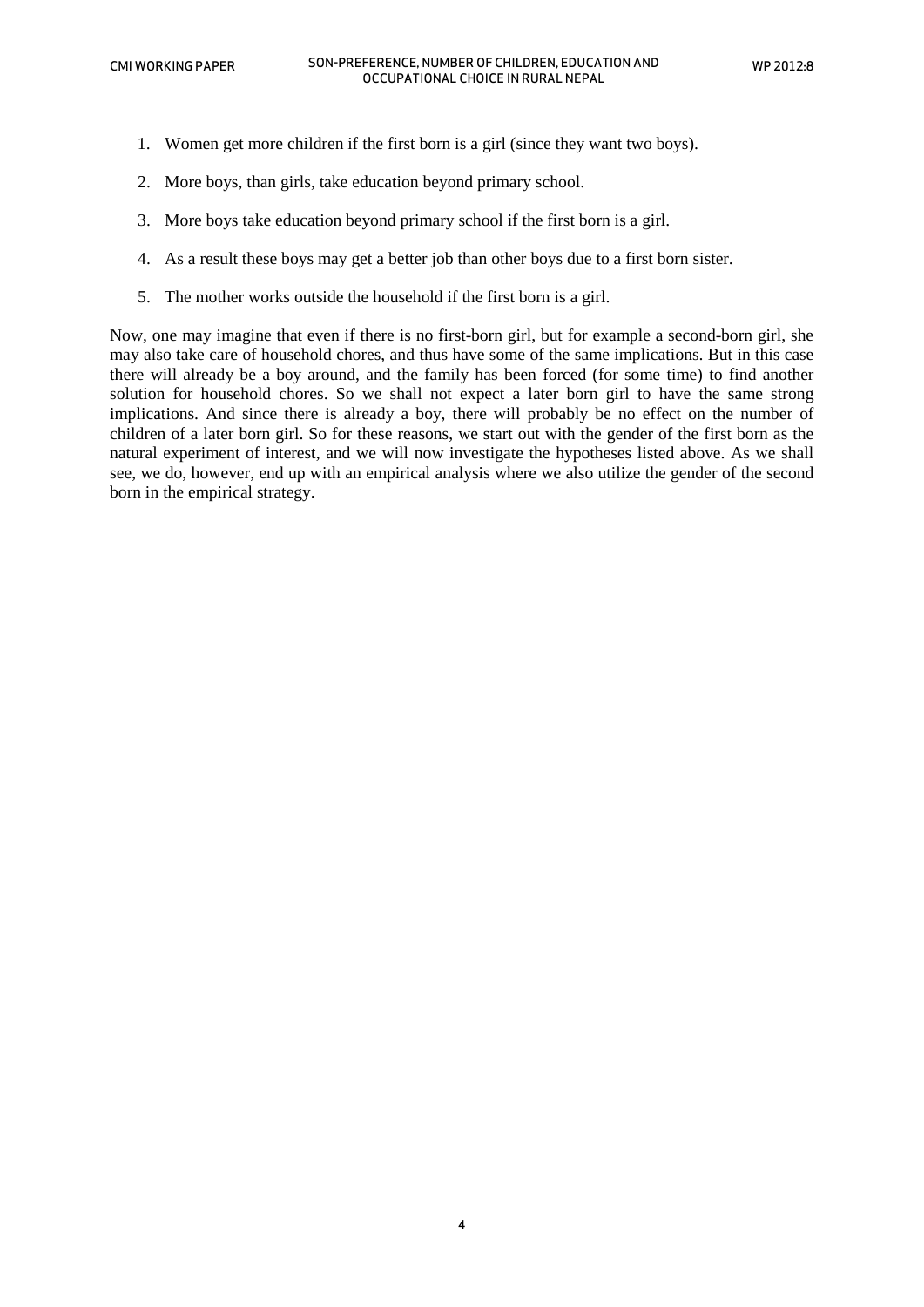1. Women get more children if the first born is a girl (since they want two boys).

2. More boys, than girls, take education beyond primary school.

3. More boys take education beyond primary school if the first born is a girl.

4. As a result these boys may get a better job than other boys due to a first born sister.

5. The mother works outside the household if the first born is a girl.

Now, one may imagine that even if there is no first-born girl, but for example a second-born girl, she may also take care of household chores, and thus have some of the same implications. But in this case there will already be a boy around, and the family has been forced (for some time) to find another solution for household chores. So we shall not expect a later born girl to have the same strong implications. And since there is already a boy, there will probably be no effect on the number of children of a later born girl. So for these reasons, we start out with the gender of the first born as the natural experiment of interest, and we will now investigate the hypotheses listed above. As we shall see, we do, however, end up with an empirical analysis where we also utilize the gender of the second born in the empirical strategy.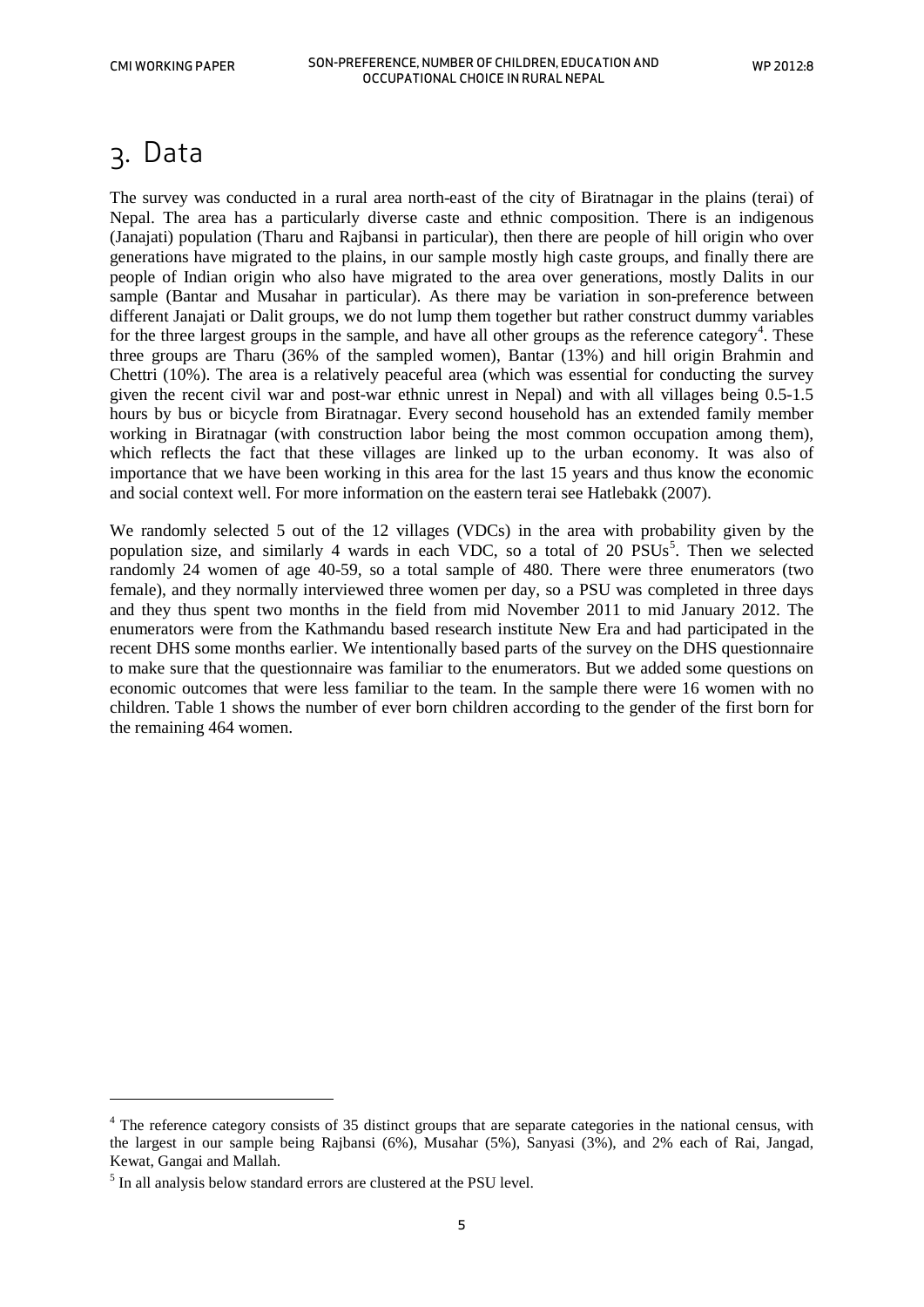# 3. Data

The survey was conducted in a rural area north-east of the city of Biratnagar in the plains (terai) of Nepal. The area has a particularly diverse caste and ethnic composition. There is an indigenous (Janajati) population (Tharu and Rajbansi in particular), then there are people of hill origin who over generations have migrated to the plains, in our sample mostly high caste groups, and finally there are people of Indian origin who also have migrated to the area over generations, mostly Dalits in our sample (Bantar and Musahar in particular). As there may be variation in son-preference between different Janajati or Dalit groups, we do not lump them together but rather construct dummy variables for the three largest groups in the sample, and have all other groups as the reference category[4]. These three groups are Tharu (36% of the sampled women), Bantar (13%) and hill origin Brahmin and Chettri (10%). The area is a relatively peaceful area (which was essential for conducting the survey given the recent civil war and post-war ethnic unrest in Nepal) and with all villages being 0.5-1.5 hours by bus or bicycle from Biratnagar. Every second household has an extended family member working in Biratnagar (with construction labor being the most common occupation among them), which reflects the fact that these villages are linked up to the urban economy. It was also of importance that we have been working in this area for the last 15 years and thus know the economic and social context well. For more information on the eastern terai see Hatlebakk (2007).

We randomly selected 5 out of the 12 villages (VDCs) in the area with probability given by the population size, and similarly 4 wards in each VDC, so a total of 20 PSUs[5]. Then we selected randomly 24 women of age 40-59, so a total sample of 480. There were three enumerators (two female), and they normally interviewed three women per day, so a PSU was completed in three days and they thus spent two months in the field from mid November 2011 to mid January 2012. The enumerators were from the Kathmandu based research institute New Era and had participated in the recent DHS some months earlier. We intentionally based parts of the survey on the DHS questionnaire to make sure that the questionnaire was familiar to the enumerators. But we added some questions on economic outcomes that were less familiar to the team. In the sample there were 16 women with no children. Table 1 shows the number of ever born children according to the gender of the first born for the remaining 464 women.

---

[4] The reference category consists of 35 distinct groups that are separate categories in the national census, with the largest in our sample being Rajbansi (6%), Musahar (5%), Sanyasi (3%), and 2% each of Rai, Jangad, Kewat, Gangai and Mallah.

[5] In all analysis below standard errors are clustered at the PSU level.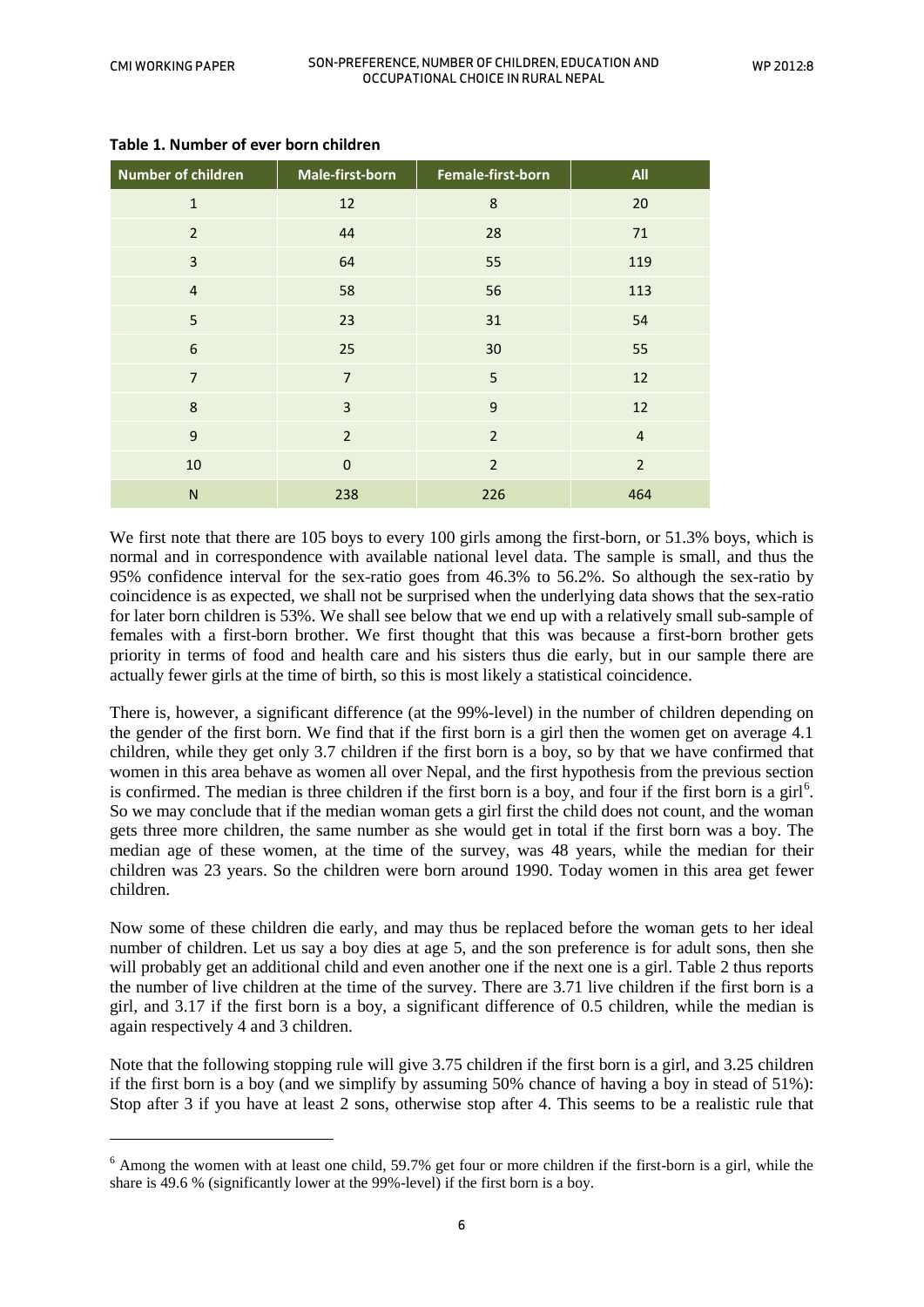**Table 1. Number of ever born children**

| Number of children | Male-first-born | Female-first-born | All |
|---|---|---|---|
| 1 | 12 | 8 | 20 |
| 2 | 44 | 28 | 71 |
| 3 | 64 | 55 | 119 |
| 4 | 58 | 56 | 113 |
| 5 | 23 | 31 | 54 |
| 6 | 25 | 30 | 55 |
| 7 | 7 | 5 | 12 |
| 8 | 3 | 9 | 12 |
| 9 | 2 | 2 | 4 |
| 10 | 0 | 2 | 2 |
| N | 238 | 226 | 464 |

We first note that there are 105 boys to every 100 girls among the first-born, or 51.3% boys, which is normal and in correspondence with available national level data. The sample is small, and thus the 95% confidence interval for the sex-ratio goes from 46.3% to 56.2%. So although the sex-ratio by coincidence is as expected, we shall not be surprised when the underlying data shows that the sex-ratio for later born children is 53%. We shall see below that we end up with a relatively small sub-sample of females with a first-born brother. We first thought that this was because a first-born brother gets priority in terms of food and health care and his sisters thus die early, but in our sample there are actually fewer girls at the time of birth, so this is most likely a statistical coincidence.

There is, however, a significant difference (at the 99%-level) in the number of children depending on the gender of the first born. We find that if the first born is a girl then the women get on average 4.1 children, while they get only 3.7 children if the first born is a boy, so by that we have confirmed that women in this area behave as women all over Nepal, and the first hypothesis from the previous section is confirmed. The median is three children if the first born is a boy, and four if the first born is a girl[6]. So we may conclude that if the median woman gets a girl first the child does not count, and the woman gets three more children, the same number as she would get in total if the first born was a boy. The median age of these women, at the time of the survey, was 48 years, while the median for their children was 23 years. So the children were born around 1990. Today women in this area get fewer children.

Now some of these children die early, and may thus be replaced before the woman gets to her ideal number of children. Let us say a boy dies at age 5, and the son preference is for adult sons, then she will probably get an additional child and even another one if the next one is a girl. Table 2 thus reports the number of live children at the time of the survey. There are 3.71 live children if the first born is a girl, and 3.17 if the first born is a boy, a significant difference of 0.5 children, while the median is again respectively 4 and 3 children.

Note that the following stopping rule will give 3.75 children if the first born is a girl, and 3.25 children if the first born is a boy (and we simplify by assuming 50% chance of having a boy in stead of 51%): Stop after 3 if you have at least 2 sons, otherwise stop after 4. This seems to be a realistic rule that

[6] Among the women with at least one child, 59.7% get four or more children if the first-born is a girl, while the share is 49.6 % (significantly lower at the 99%-level) if the first born is a boy.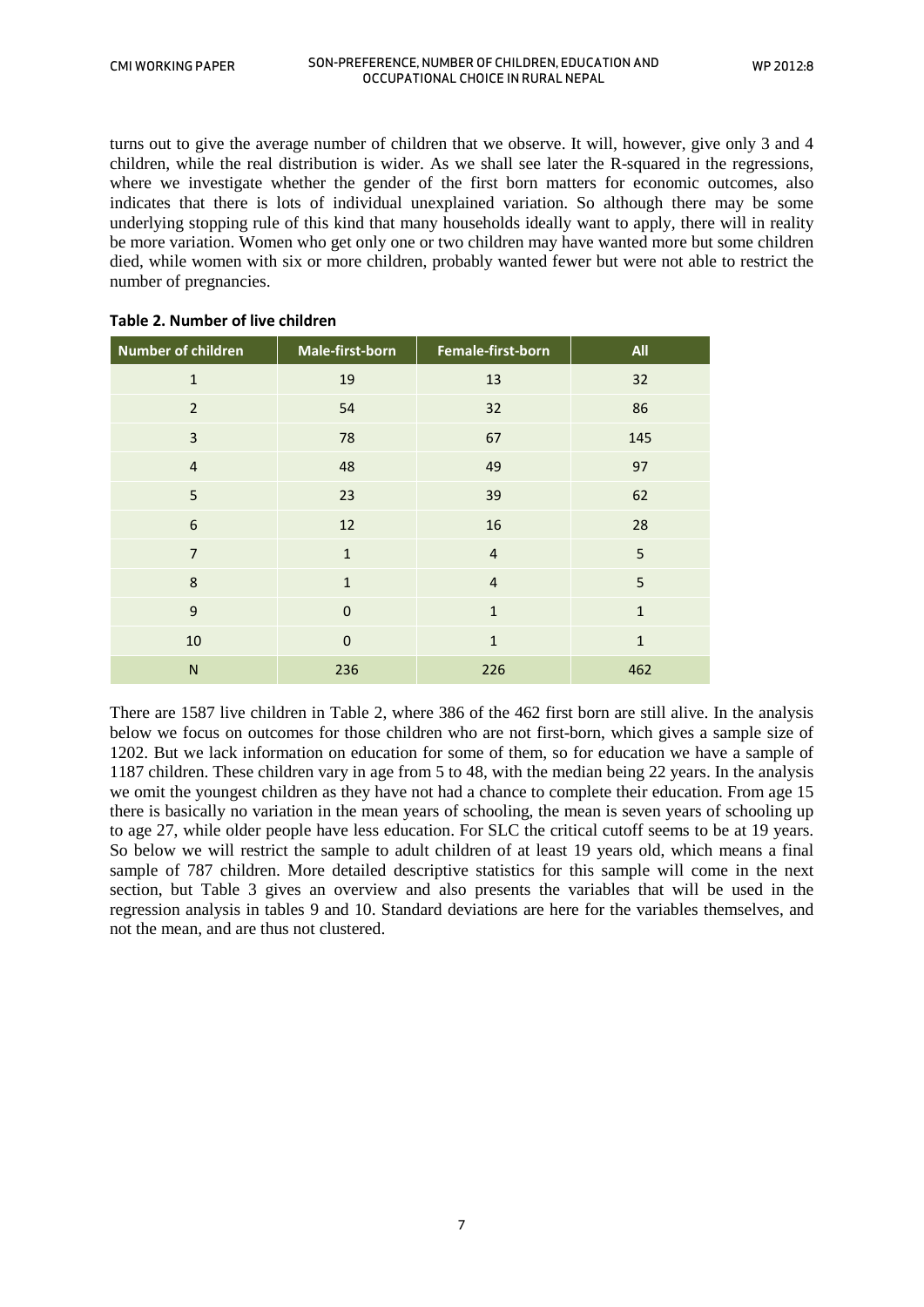turns out to give the average number of children that we observe. It will, however, give only 3 and 4 children, while the real distribution is wider. As we shall see later the R-squared in the regressions, where we investigate whether the gender of the first born matters for economic outcomes, also indicates that there is lots of individual unexplained variation. So although there may be some underlying stopping rule of this kind that many households ideally want to apply, there will in reality be more variation. Women who get only one or two children may have wanted more but some children died, while women with six or more children, probably wanted fewer but were not able to restrict the number of pregnancies.

**Table 2. Number of live children**

| Number of children | Male-first-born | Female-first-born | All |
|---|---|---|---|
| 1 | 19 | 13 | 32 |
| 2 | 54 | 32 | 86 |
| 3 | 78 | 67 | 145 |
| 4 | 48 | 49 | 97 |
| 5 | 23 | 39 | 62 |
| 6 | 12 | 16 | 28 |
| 7 | 1 | 4 | 5 |
| 8 | 1 | 4 | 5 |
| 9 | 0 | 1 | 1 |
| 10 | 0 | 1 | 1 |
| N | 236 | 226 | 462 |

There are 1587 live children in Table 2, where 386 of the 462 first born are still alive. In the analysis below we focus on outcomes for those children who are not first-born, which gives a sample size of 1202. But we lack information on education for some of them, so for education we have a sample of 1187 children. These children vary in age from 5 to 48, with the median being 22 years. In the analysis we omit the youngest children as they have not had a chance to complete their education. From age 15 there is basically no variation in the mean years of schooling, the mean is seven years of schooling up to age 27, while older people have less education. For SLC the critical cutoff seems to be at 19 years. So below we will restrict the sample to adult children of at least 19 years old, which means a final sample of 787 children. More detailed descriptive statistics for this sample will come in the next section, but Table 3 gives an overview and also presents the variables that will be used in the regression analysis in tables 9 and 10. Standard deviations are here for the variables themselves, and not the mean, and are thus not clustered.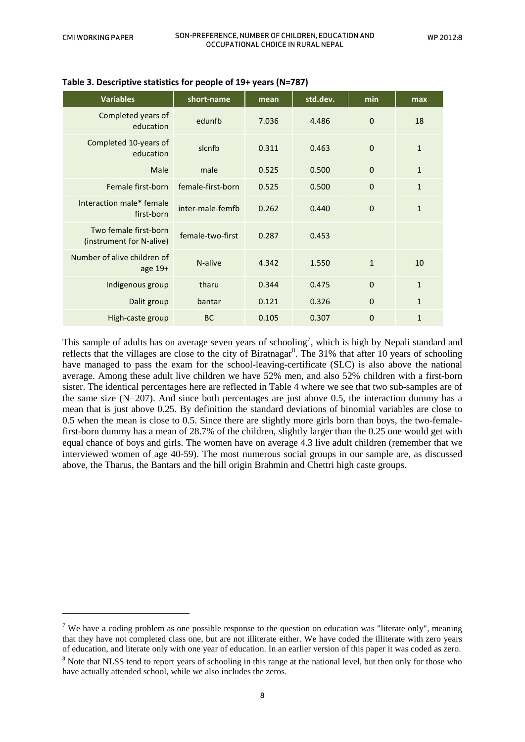**Table 3. Descriptive statistics for people of 19+ years (N=787)**

| Variables | short-name | mean | std.dev. | min | max |
|---|---|---|---|---|---|
| Completed years of education | edunfb | 7.036 | 4.486 | 0 | 18 |
| Completed 10-years of education | slcnfb | 0.311 | 0.463 | 0 | 1 |
| Male | male | 0.525 | 0.500 | 0 | 1 |
| Female first-born | female-first-born | 0.525 | 0.500 | 0 | 1 |
| Interaction male* female first-born | inter-male-femfb | 0.262 | 0.440 | 0 | 1 |
| Two female first-born (instrument for N-alive) | female-two-first | 0.287 | 0.453 | | |
| Number of alive children of age 19+ | N-alive | 4.342 | 1.550 | 1 | 10 |
| Indigenous group | tharu | 0.344 | 0.475 | 0 | 1 |
| Dalit group | bantar | 0.121 | 0.326 | 0 | 1 |
| High-caste group | BC | 0.105 | 0.307 | 0 | 1 |

This sample of adults has on average seven years of schooling[7], which is high by Nepali standard and reflects that the villages are close to the city of Biratnagar[8]. The 31% that after 10 years of schooling have managed to pass the exam for the school-leaving-certificate (SLC) is also above the national average. Among these adult live children we have 52% men, and also 52% children with a first-born sister. The identical percentages here are reflected in Table 4 where we see that two sub-samples are of the same size (N=207). And since both percentages are just above 0.5, the interaction dummy has a mean that is just above 0.25. By definition the standard deviations of binomial variables are close to 0.5 when the mean is close to 0.5. Since there are slightly more girls born than boys, the two-female-first-born dummy has a mean of 28.7% of the children, slightly larger than the 0.25 one would get with equal chance of boys and girls. The women have on average 4.3 live adult children (remember that we interviewed women of age 40-59). The most numerous social groups in our sample are, as discussed above, the Tharus, the Bantars and the hill origin Brahmin and Chettri high caste groups.

[7] We have a coding problem as one possible response to the question on education was "literate only", meaning that they have not completed class one, but are not illiterate either. We have coded the illiterate with zero years of education, and literate only with one year of education. In an earlier version of this paper it was coded as zero.

[8] Note that NLSS tend to report years of schooling in this range at the national level, but then only for those who have actually attended school, while we also includes the zeros.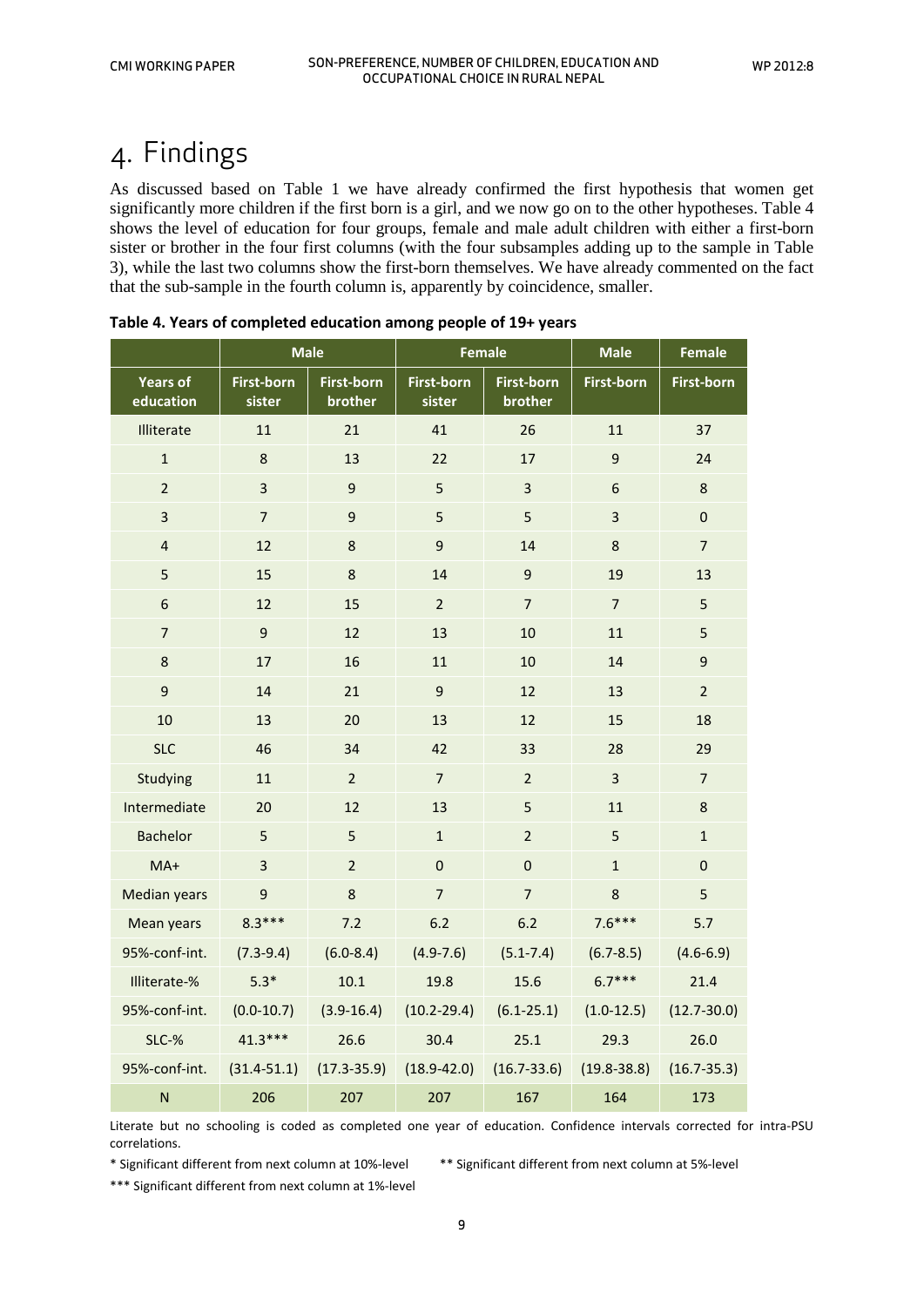# 4. Findings

As discussed based on Table 1 we have already confirmed the first hypothesis that women get significantly more children if the first born is a girl, and we now go on to the other hypotheses. Table 4 shows the level of education for four groups, female and male adult children with either a first-born sister or brother in the four first columns (with the four subsamples adding up to the sample in Table 3), while the last two columns show the first-born themselves. We have already commented on the fact that the sub-sample in the fourth column is, apparently by coincidence, smaller.

**Table 4. Years of completed education among people of 19+ years**

| | Male | | Female | | Male | Female |
|---|---|---|---|---|---|---|
| Years of education | First-born sister | First-born brother | First-born sister | First-born brother | First-born | First-born |
| Illiterate | 11 | 21 | 41 | 26 | 11 | 37 |
| 1 | 8 | 13 | 22 | 17 | 9 | 24 |
| 2 | 3 | 9 | 5 | 3 | 6 | 8 |
| 3 | 7 | 9 | 5 | 5 | 3 | 0 |
| 4 | 12 | 8 | 9 | 14 | 8 | 7 |
| 5 | 15 | 8 | 14 | 9 | 19 | 13 |
| 6 | 12 | 15 | 2 | 7 | 7 | 5 |
| 7 | 9 | 12 | 13 | 10 | 11 | 5 |
| 8 | 17 | 16 | 11 | 10 | 14 | 9 |
| 9 | 14 | 21 | 9 | 12 | 13 | 2 |
| 10 | 13 | 20 | 13 | 12 | 15 | 18 |
| SLC | 46 | 34 | 42 | 33 | 28 | 29 |
| Studying | 11 | 2 | 7 | 2 | 3 | 7 |
| Intermediate | 20 | 12 | 13 | 5 | 11 | 8 |
| Bachelor | 5 | 5 | 1 | 2 | 5 | 1 |
| MA+ | 3 | 2 | 0 | 0 | 1 | 0 |
| Median years | 9 | 8 | 7 | 7 | 8 | 5 |
| Mean years | 8.3*** | 7.2 | 6.2 | 6.2 | 7.6*** | 5.7 |
| 95%-conf-int. | (7.3-9.4) | (6.0-8.4) | (4.9-7.6) | (5.1-7.4) | (6.7-8.5) | (4.6-6.9) |
| Illiterate-% | 5.3* | 10.1 | 19.8 | 15.6 | 6.7*** | 21.4 |
| 95%-conf-int. | (0.0-10.7) | (3.9-16.4) | (10.2-29.4) | (6.1-25.1) | (1.0-12.5) | (12.7-30.0) |
| SLC-% | 41.3*** | 26.6 | 30.4 | 25.1 | 29.3 | 26.0 |
| 95%-conf-int. | (31.4-51.1) | (17.3-35.9) | (18.9-42.0) | (16.7-33.6) | (19.8-38.8) | (16.7-35.3) |
| N | 206 | 207 | 207 | 167 | 164 | 173 |

Literate but no schooling is coded as completed one year of education. Confidence intervals corrected for intra-PSU correlations.

\* Significant different from next column at 10%-level    ** Significant different from next column at 5%-level

*** Significant different from next column at 1%-level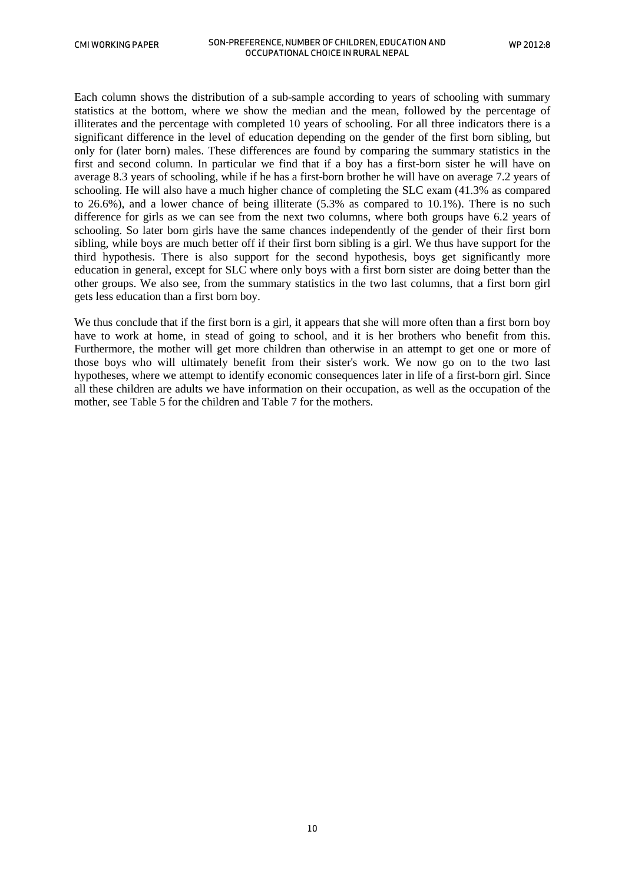Each column shows the distribution of a sub-sample according to years of schooling with summary statistics at the bottom, where we show the median and the mean, followed by the percentage of illiterates and the percentage with completed 10 years of schooling. For all three indicators there is a significant difference in the level of education depending on the gender of the first born sibling, but only for (later born) males. These differences are found by comparing the summary statistics in the first and second column. In particular we find that if a boy has a first-born sister he will have on average 8.3 years of schooling, while if he has a first-born brother he will have on average 7.2 years of schooling. He will also have a much higher chance of completing the SLC exam (41.3% as compared to 26.6%), and a lower chance of being illiterate (5.3% as compared to 10.1%). There is no such difference for girls as we can see from the next two columns, where both groups have 6.2 years of schooling. So later born girls have the same chances independently of the gender of their first born sibling, while boys are much better off if their first born sibling is a girl. We thus have support for the third hypothesis. There is also support for the second hypothesis, boys get significantly more education in general, except for SLC where only boys with a first born sister are doing better than the other groups. We also see, from the summary statistics in the two last columns, that a first born girl gets less education than a first born boy.

We thus conclude that if the first born is a girl, it appears that she will more often than a first born boy have to work at home, in stead of going to school, and it is her brothers who benefit from this. Furthermore, the mother will get more children than otherwise in an attempt to get one or more of those boys who will ultimately benefit from their sister's work. We now go on to the two last hypotheses, where we attempt to identify economic consequences later in life of a first-born girl. Since all these children are adults we have information on their occupation, as well as the occupation of the mother, see Table 5 for the children and Table 7 for the mothers.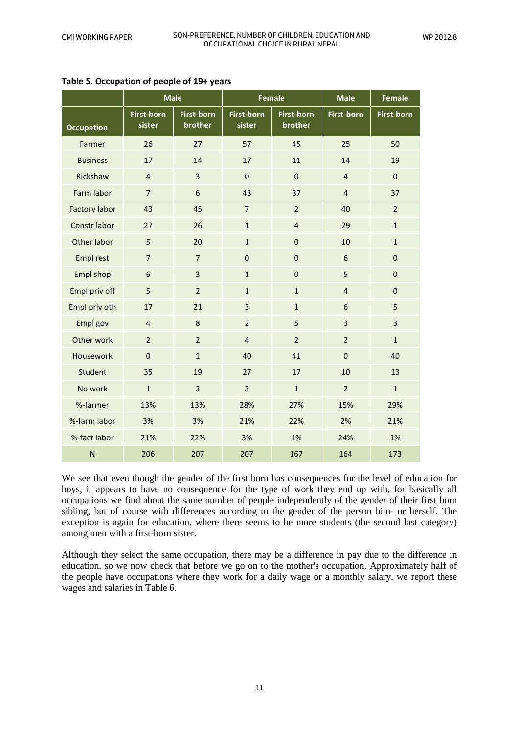**Table 5. Occupation of people of 19+ years**

| Occupation | Male | | Female | | Male | Female |
|---|---|---|---|---|---|---|
| | First-born sister | First-born brother | First-born sister | First-born brother | First-born | First-born |
| Farmer | 26 | 27 | 57 | 45 | 25 | 50 |
| Business | 17 | 14 | 17 | 11 | 14 | 19 |
| Rickshaw | 4 | 3 | 0 | 0 | 4 | 0 |
| Farm labor | 7 | 6 | 43 | 37 | 4 | 37 |
| Factory labor | 43 | 45 | 7 | 2 | 40 | 2 |
| Constr labor | 27 | 26 | 1 | 4 | 29 | 1 |
| Other labor | 5 | 20 | 1 | 0 | 10 | 1 |
| Empl rest | 7 | 7 | 0 | 0 | 6 | 0 |
| Empl shop | 6 | 3 | 1 | 0 | 5 | 0 |
| Empl priv off | 5 | 2 | 1 | 1 | 4 | 0 |
| Empl priv oth | 17 | 21 | 3 | 1 | 6 | 5 |
| Empl gov | 4 | 8 | 2 | 5 | 3 | 3 |
| Other work | 2 | 2 | 4 | 2 | 2 | 1 |
| Housework | 0 | 1 | 40 | 41 | 0 | 40 |
| Student | 35 | 19 | 27 | 17 | 10 | 13 |
| No work | 1 | 3 | 3 | 1 | 2 | 1 |
| %-farmer | 13% | 13% | 28% | 27% | 15% | 29% |
| %-farm labor | 3% | 3% | 21% | 22% | 2% | 21% |
| %-fact labor | 21% | 22% | 3% | 1% | 24% | 1% |
| N | 206 | 207 | 207 | 167 | 164 | 173 |

We see that even though the gender of the first born has consequences for the level of education for boys, it appears to have no consequence for the type of work they end up with, for basically all occupations we find about the same number of people independently of the gender of their first born sibling, but of course with differences according to the gender of the person him- or herself. The exception is again for education, where there seems to be more students (the second last category) among men with a first-born sister.

Although they select the same occupation, there may be a difference in pay due to the difference in education, so we now check that before we go on to the mother's occupation. Approximately half of the people have occupations where they work for a daily wage or a monthly salary, we report these wages and salaries in Table 6.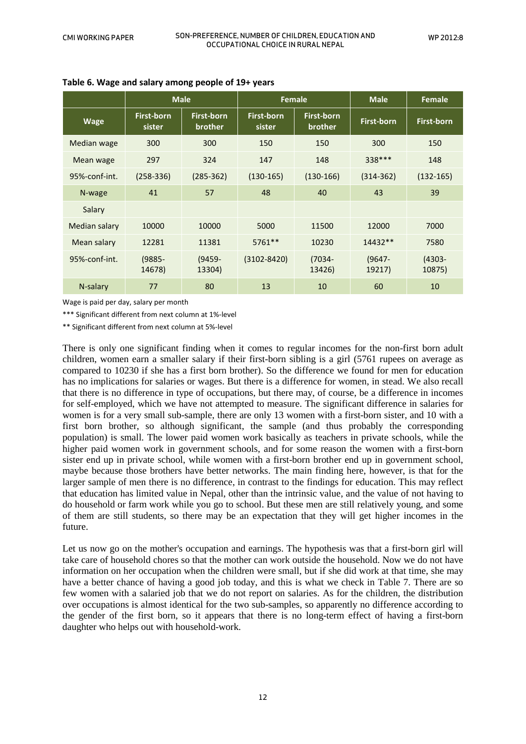**Table 6. Wage and salary among people of 19+ years**

| | Male | | Female | | Male | Female |
|---|---|---|---|---|---|---|
| **Wage** | **First-born sister** | **First-born brother** | **First-born sister** | **First-born brother** | **First-born** | **First-born** |
| Median wage | 300 | 300 | 150 | 150 | 300 | 150 |
| Mean wage | 297 | 324 | 147 | 148 | 338*** | 148 |
| 95%-conf-int. | (258-336) | (285-362) | (130-165) | (130-166) | (314-362) | (132-165) |
| N-wage | 41 | 57 | 48 | 40 | 43 | 39 |
| Salary | | | | | | |
| Median salary | 10000 | 10000 | 5000 | 11500 | 12000 | 7000 |
| Mean salary | 12281 | 11381 | 5761** | 10230 | 14432** | 7580 |
| 95%-conf-int. | (9885-14678) | (9459-13304) | (3102-8420) | (7034-13426) | (9647-19217) | (4303-10875) |
| N-salary | 77 | 80 | 13 | 10 | 60 | 10 |

Wage is paid per day, salary per month

*** Significant different from next column at 1%-level

** Significant different from next column at 5%-level

There is only one significant finding when it comes to regular incomes for the non-first born adult children, women earn a smaller salary if their first-born sibling is a girl (5761 rupees on average as compared to 10230 if she has a first born brother). So the difference we found for men for education has no implications for salaries or wages. But there is a difference for women, in stead. We also recall that there is no difference in type of occupations, but there may, of course, be a difference in incomes for self-employed, which we have not attempted to measure. The significant difference in salaries for women is for a very small sub-sample, there are only 13 women with a first-born sister, and 10 with a first born brother, so although significant, the sample (and thus probably the corresponding population) is small. The lower paid women work basically as teachers in private schools, while the higher paid women work in government schools, and for some reason the women with a first-born sister end up in private school, while women with a first-born brother end up in government school, maybe because those brothers have better networks. The main finding here, however, is that for the larger sample of men there is no difference, in contrast to the findings for education. This may reflect that education has limited value in Nepal, other than the intrinsic value, and the value of not having to do household or farm work while you go to school. But these men are still relatively young, and some of them are still students, so there may be an expectation that they will get higher incomes in the future.

Let us now go on the mother's occupation and earnings. The hypothesis was that a first-born girl will take care of household chores so that the mother can work outside the household. Now we do not have information on her occupation when the children were small, but if she did work at that time, she may have a better chance of having a good job today, and this is what we check in Table 7. There are so few women with a salaried job that we do not report on salaries. As for the children, the distribution over occupations is almost identical for the two sub-samples, so apparently no difference according to the gender of the first born, so it appears that there is no long-term effect of having a first-born daughter who helps out with household-work.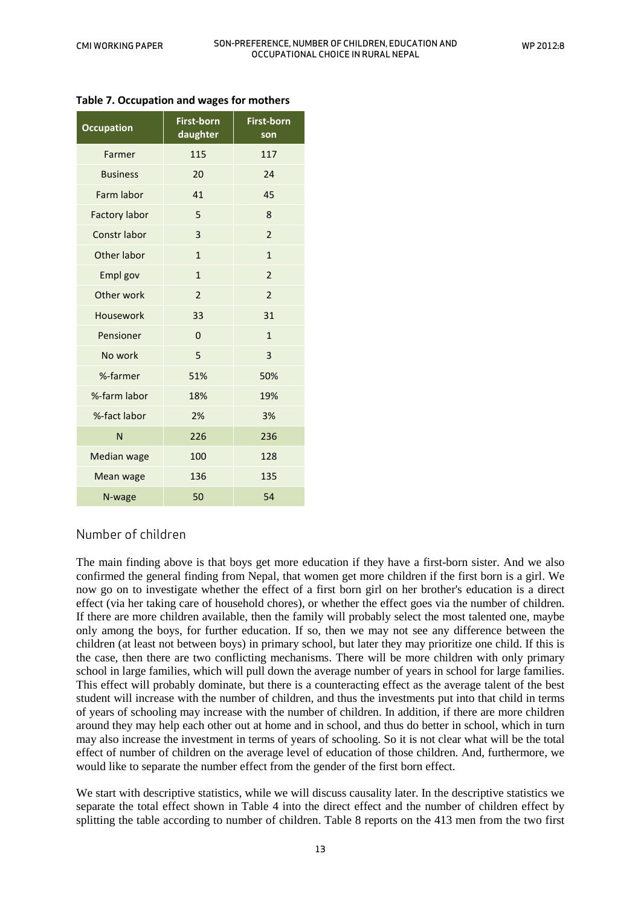**Table 7. Occupation and wages for mothers**

| Occupation | First-born daughter | First-born son |
|---|---|---|
| Farmer | 115 | 117 |
| Business | 20 | 24 |
| Farm labor | 41 | 45 |
| Factory labor | 5 | 8 |
| Constr labor | 3 | 2 |
| Other labor | 1 | 1 |
| Empl gov | 1 | 2 |
| Other work | 2 | 2 |
| Housework | 33 | 31 |
| Pensioner | 0 | 1 |
| No work | 5 | 3 |
| %-farmer | 51% | 50% |
| %-farm labor | 18% | 19% |
| %-fact labor | 2% | 3% |
| N | 226 | 236 |
| Median wage | 100 | 128 |
| Mean wage | 136 | 135 |
| N-wage | 50 | 54 |

## Number of children

The main finding above is that boys get more education if they have a first-born sister. And we also confirmed the general finding from Nepal, that women get more children if the first born is a girl. We now go on to investigate whether the effect of a first born girl on her brother's education is a direct effect (via her taking care of household chores), or whether the effect goes via the number of children. If there are more children available, then the family will probably select the most talented one, maybe only among the boys, for further education. If so, then we may not see any difference between the children (at least not between boys) in primary school, but later they may prioritize one child. If this is the case, then there are two conflicting mechanisms. There will be more children with only primary school in large families, which will pull down the average number of years in school for large families. This effect will probably dominate, but there is a counteracting effect as the average talent of the best student will increase with the number of children, and thus the investments put into that child in terms of years of schooling may increase with the number of children. In addition, if there are more children around they may help each other out at home and in school, and thus do better in school, which in turn may also increase the investment in terms of years of schooling. So it is not clear what will be the total effect of number of children on the average level of education of those children. And, furthermore, we would like to separate the number effect from the gender of the first born effect.

We start with descriptive statistics, while we will discuss causality later. In the descriptive statistics we separate the total effect shown in Table 4 into the direct effect and the number of children effect by splitting the table according to number of children. Table 8 reports on the 413 men from the two first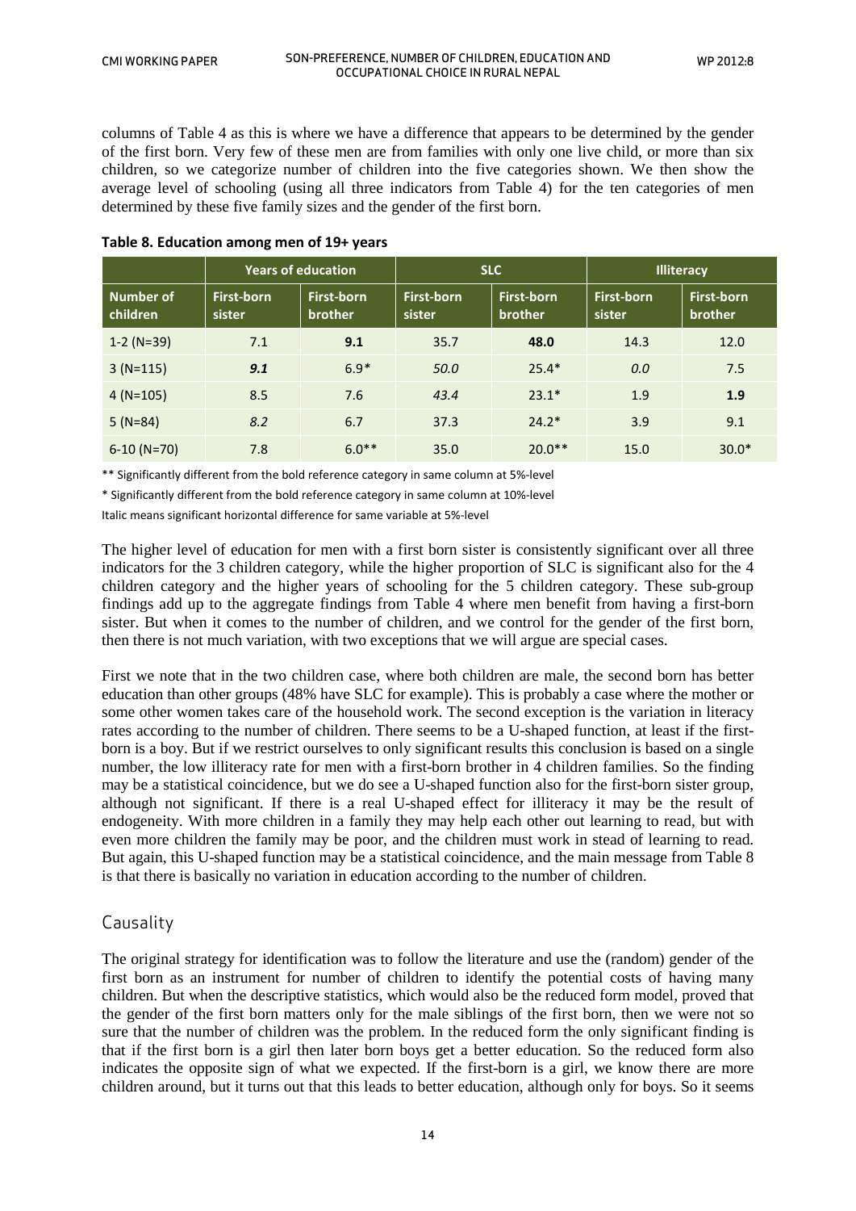columns of Table 4 as this is where we have a difference that appears to be determined by the gender of the first born. Very few of these men are from families with only one live child, or more than six children, so we categorize number of children into the five categories shown. We then show the average level of schooling (using all three indicators from Table 4) for the ten categories of men determined by these five family sizes and the gender of the first born.

**Table 8. Education among men of 19+ years**

| | Years of education | | SLC | | Illiteracy | |
|---|---|---|---|---|---|---|
| **Number of children** | **First-born sister** | **First-born brother** | **First-born sister** | **First-born brother** | **First-born sister** | **First-born brother** |
| 1-2 (N=39) | 7.1 | **9.1** | 35.7 | **48.0** | 14.3 | 12.0 |
| 3 (N=115) | ***9.1*** | 6.9* | *50.0* | 25.4* | *0.0* | 7.5 |
| 4 (N=105) | 8.5 | 7.6 | *43.4* | 23.1* | 1.9 | **1.9** |
| 5 (N=84) | *8.2* | 6.7 | 37.3 | 24.2* | 3.9 | 9.1 |
| 6-10 (N=70) | 7.8 | 6.0** | 35.0 | 20.0** | 15.0 | 30.0* |

** Significantly different from the bold reference category in same column at 5%-level

* Significantly different from the bold reference category in same column at 10%-level

Italic means significant horizontal difference for same variable at 5%-level

The higher level of education for men with a first born sister is consistently significant over all three indicators for the 3 children category, while the higher proportion of SLC is significant also for the 4 children category and the higher years of schooling for the 5 children category. These sub-group findings add up to the aggregate findings from Table 4 where men benefit from having a first-born sister. But when it comes to the number of children, and we control for the gender of the first born, then there is not much variation, with two exceptions that we will argue are special cases.

First we note that in the two children case, where both children are male, the second born has better education than other groups (48% have SLC for example). This is probably a case where the mother or some other women takes care of the household work. The second exception is the variation in literacy rates according to the number of children. There seems to be a U-shaped function, at least if the first-born is a boy. But if we restrict ourselves to only significant results this conclusion is based on a single number, the low illiteracy rate for men with a first-born brother in 4 children families. So the finding may be a statistical coincidence, but we do see a U-shaped function also for the first-born sister group, although not significant. If there is a real U-shaped effect for illiteracy it may be the result of endogeneity. With more children in a family they may help each other out learning to read, but with even more children the family may be poor, and the children must work in stead of learning to read. But again, this U-shaped function may be a statistical coincidence, and the main message from Table 8 is that there is basically no variation in education according to the number of children.

## Causality

The original strategy for identification was to follow the literature and use the (random) gender of the first born as an instrument for number of children to identify the potential costs of having many children. But when the descriptive statistics, which would also be the reduced form model, proved that the gender of the first born matters only for the male siblings of the first born, then we were not so sure that the number of children was the problem. In the reduced form the only significant finding is that if the first born is a girl then later born boys get a better education. So the reduced form also indicates the opposite sign of what we expected. If the first-born is a girl, we know there are more children around, but it turns out that this leads to better education, although only for boys. So it seems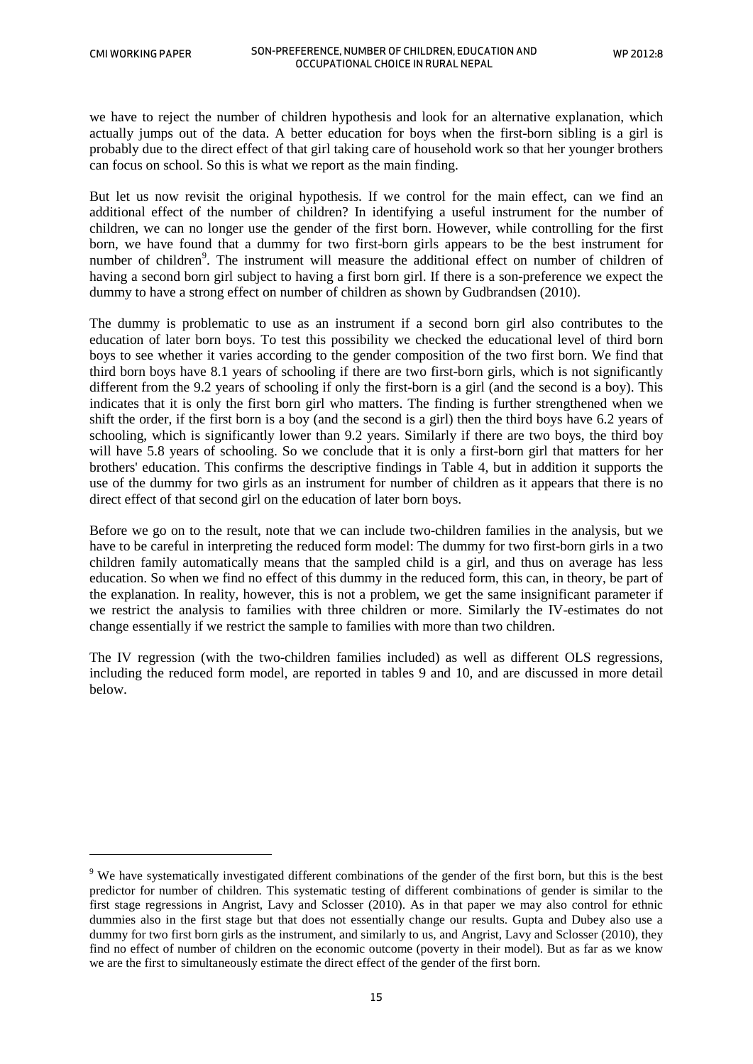we have to reject the number of children hypothesis and look for an alternative explanation, which actually jumps out of the data. A better education for boys when the first-born sibling is a girl is probably due to the direct effect of that girl taking care of household work so that her younger brothers can focus on school. So this is what we report as the main finding.

But let us now revisit the original hypothesis. If we control for the main effect, can we find an additional effect of the number of children? In identifying a useful instrument for the number of children, we can no longer use the gender of the first born. However, while controlling for the first born, we have found that a dummy for two first-born girls appears to be the best instrument for number of children[9]. The instrument will measure the additional effect on number of children of having a second born girl subject to having a first born girl. If there is a son-preference we expect the dummy to have a strong effect on number of children as shown by Gudbrandsen (2010).

The dummy is problematic to use as an instrument if a second born girl also contributes to the education of later born boys. To test this possibility we checked the educational level of third born boys to see whether it varies according to the gender composition of the two first born. We find that third born boys have 8.1 years of schooling if there are two first-born girls, which is not significantly different from the 9.2 years of schooling if only the first-born is a girl (and the second is a boy). This indicates that it is only the first born girl who matters. The finding is further strengthened when we shift the order, if the first born is a boy (and the second is a girl) then the third boys have 6.2 years of schooling, which is significantly lower than 9.2 years. Similarly if there are two boys, the third boy will have 5.8 years of schooling. So we conclude that it is only a first-born girl that matters for her brothers' education. This confirms the descriptive findings in Table 4, but in addition it supports the use of the dummy for two girls as an instrument for number of children as it appears that there is no direct effect of that second girl on the education of later born boys.

Before we go on to the result, note that we can include two-children families in the analysis, but we have to be careful in interpreting the reduced form model: The dummy for two first-born girls in a two children family automatically means that the sampled child is a girl, and thus on average has less education. So when we find no effect of this dummy in the reduced form, this can, in theory, be part of the explanation. In reality, however, this is not a problem, we get the same insignificant parameter if we restrict the analysis to families with three children or more. Similarly the IV-estimates do not change essentially if we restrict the sample to families with more than two children.

The IV regression (with the two-children families included) as well as different OLS regressions, including the reduced form model, are reported in tables 9 and 10, and are discussed in more detail below.

[9] We have systematically investigated different combinations of the gender of the first born, but this is the best predictor for number of children. This systematic testing of different combinations of gender is similar to the first stage regressions in Angrist, Lavy and Sclosser (2010). As in that paper we may also control for ethnic dummies also in the first stage but that does not essentially change our results. Gupta and Dubey also use a dummy for two first born girls as the instrument, and similarly to us, and Angrist, Lavy and Sclosser (2010), they find no effect of number of children on the economic outcome (poverty in their model). But as far as we know we are the first to simultaneously estimate the direct effect of the gender of the first born.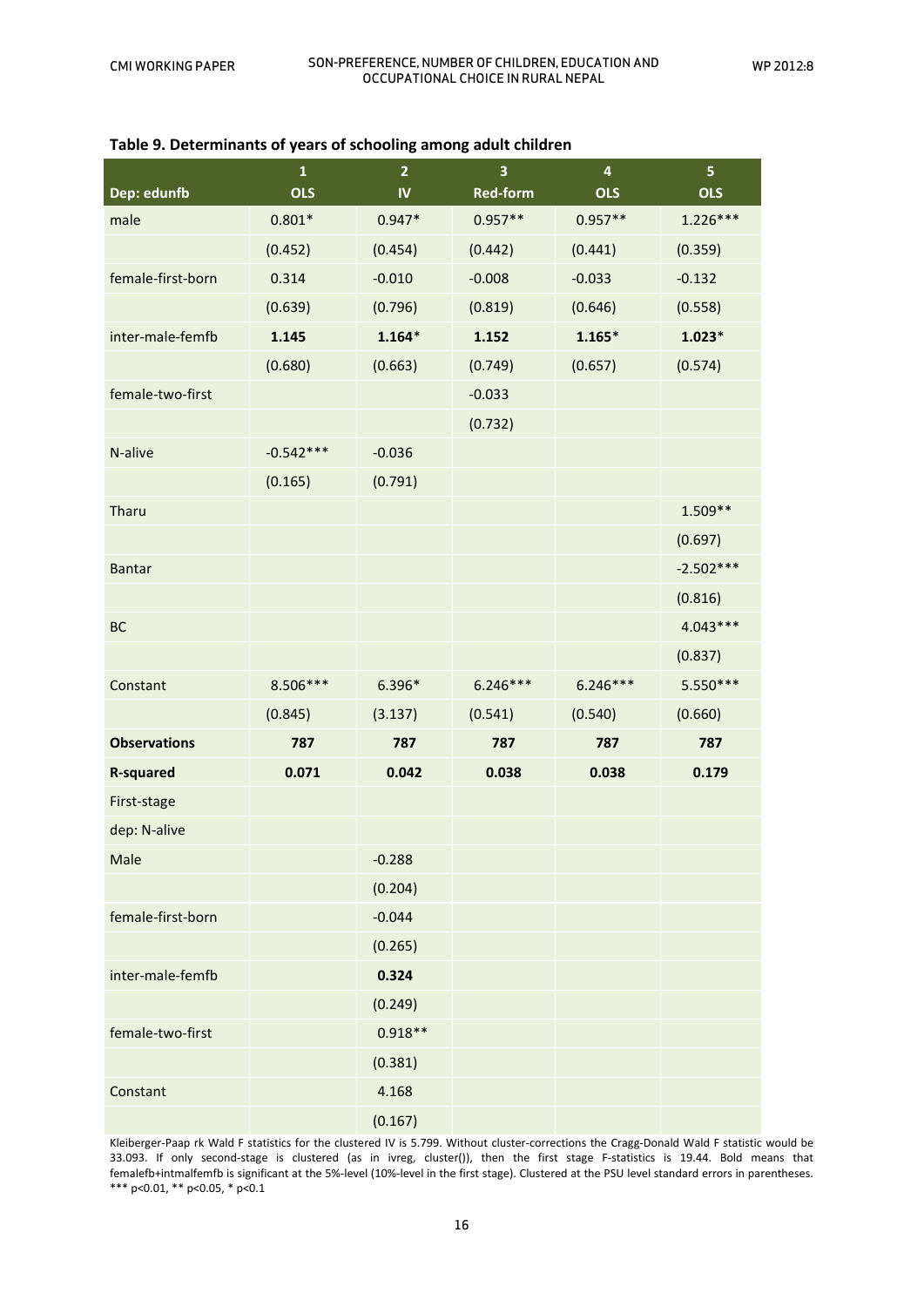**Table 9. Determinants of years of schooling among adult children**

| | 1 | 2 | 3 | 4 | 5 |
|---|---|---|---|---|---|
| Dep: edunfb | OLS | IV | Red-form | OLS | OLS |
| male | 0.801* | 0.947* | 0.957** | 0.957** | 1.226*** |
| | (0.452) | (0.454) | (0.442) | (0.441) | (0.359) |
| female-first-born | 0.314 | -0.010 | -0.008 | -0.033 | -0.132 |
| | (0.639) | (0.796) | (0.819) | (0.646) | (0.558) |
| inter-male-femfb | **1.145** | **1.164*** | **1.152** | **1.165*** | **1.023*** |
| | (0.680) | (0.663) | (0.749) | (0.657) | (0.574) |
| female-two-first | | | -0.033 | | |
| | | | (0.732) | | |
| N-alive | -0.542*** | -0.036 | | | |
| | (0.165) | (0.791) | | | |
| Tharu | | | | | 1.509** |
| | | | | | (0.697) |
| Bantar | | | | | -2.502*** |
| | | | | | (0.816) |
| BC | | | | | 4.043*** |
| | | | | | (0.837) |
| Constant | 8.506*** | 6.396* | 6.246*** | 6.246*** | 5.550*** |
| | (0.845) | (3.137) | (0.541) | (0.540) | (0.660) |
| **Observations** | **787** | **787** | **787** | **787** | **787** |
| **R-squared** | **0.071** | **0.042** | **0.038** | **0.038** | **0.179** |
| First-stage | | | | | |
| dep: N-alive | | | | | |
| Male | | -0.288 | | | |
| | | (0.204) | | | |
| female-first-born | | -0.044 | | | |
| | | (0.265) | | | |
| inter-male-femfb | | **0.324** | | | |
| | | (0.249) | | | |
| female-two-first | | 0.918** | | | |
| | | (0.381) | | | |
| Constant | | 4.168 | | | |
| | | (0.167) | | | |

Kleiberger-Paap rk Wald F statistics for the clustered IV is 5.799. Without cluster-corrections the Cragg-Donald Wald F statistic would be 33.093. If only second-stage is clustered (as in ivreg, cluster()), then the first stage F-statistics is 19.44. Bold means that femalefb+intmalfemfb is significant at the 5%-level (10%-level in the first stage). Clustered at the PSU level standard errors in parentheses. *** p<0.01, ** p<0.05, * p<0.1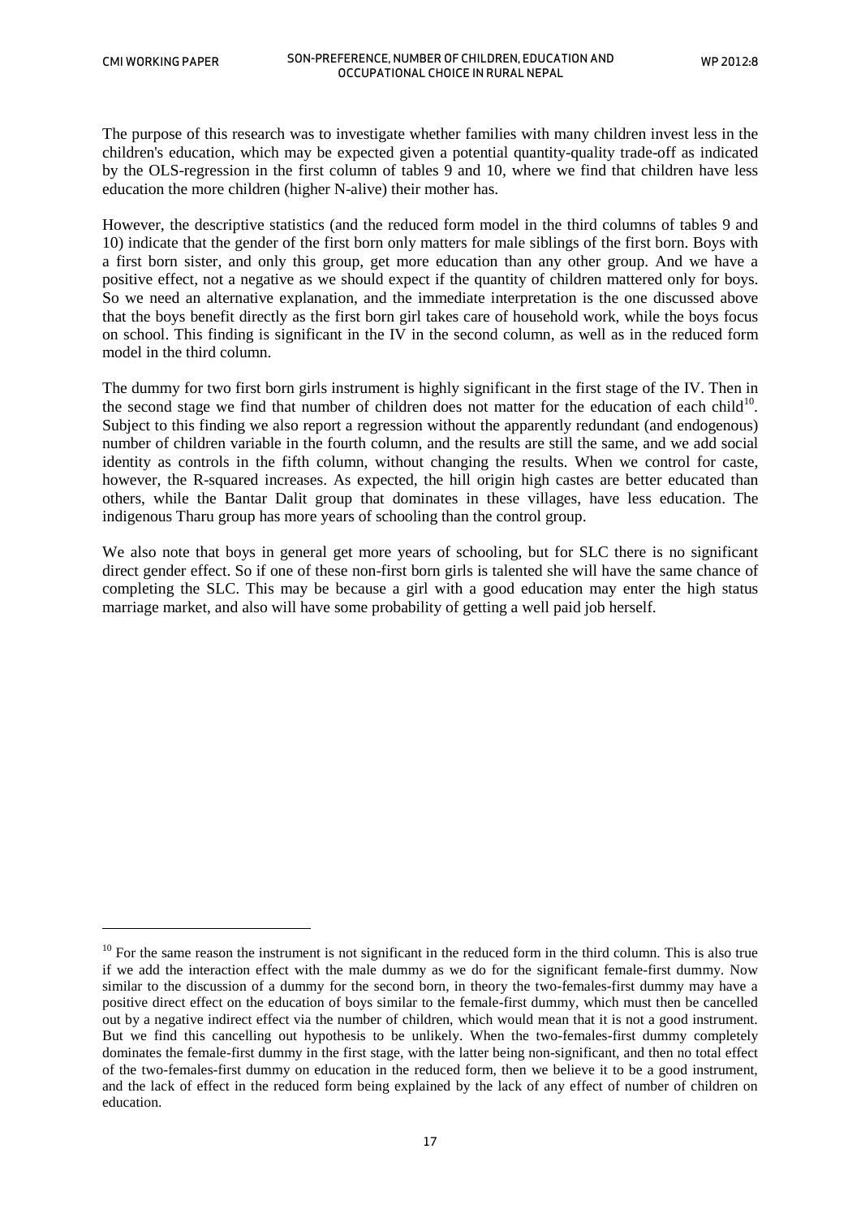The purpose of this research was to investigate whether families with many children invest less in the children's education, which may be expected given a potential quantity-quality trade-off as indicated by the OLS-regression in the first column of tables 9 and 10, where we find that children have less education the more children (higher N-alive) their mother has.

However, the descriptive statistics (and the reduced form model in the third columns of tables 9 and 10) indicate that the gender of the first born only matters for male siblings of the first born. Boys with a first born sister, and only this group, get more education than any other group. And we have a positive effect, not a negative as we should expect if the quantity of children mattered only for boys. So we need an alternative explanation, and the immediate interpretation is the one discussed above that the boys benefit directly as the first born girl takes care of household work, while the boys focus on school. This finding is significant in the IV in the second column, as well as in the reduced form model in the third column.

The dummy for two first born girls instrument is highly significant in the first stage of the IV. Then in the second stage we find that number of children does not matter for the education of each child[10]. Subject to this finding we also report a regression without the apparently redundant (and endogenous) number of children variable in the fourth column, and the results are still the same, and we add social identity as controls in the fifth column, without changing the results. When we control for caste, however, the R-squared increases. As expected, the hill origin high castes are better educated than others, while the Bantar Dalit group that dominates in these villages, have less education. The indigenous Tharu group has more years of schooling than the control group.

We also note that boys in general get more years of schooling, but for SLC there is no significant direct gender effect. So if one of these non-first born girls is talented she will have the same chance of completing the SLC. This may be because a girl with a good education may enter the high status marriage market, and also will have some probability of getting a well paid job herself.

---

[10] For the same reason the instrument is not significant in the reduced form in the third column. This is also true if we add the interaction effect with the male dummy as we do for the significant female-first dummy. Now similar to the discussion of a dummy for the second born, in theory the two-females-first dummy may have a positive direct effect on the education of boys similar to the female-first dummy, which must then be cancelled out by a negative indirect effect via the number of children, which would mean that it is not a good instrument. But we find this cancelling out hypothesis to be unlikely. When the two-females-first dummy completely dominates the female-first dummy in the first stage, with the latter being non-significant, and then no total effect of the two-females-first dummy on education in the reduced form, then we believe it to be a good instrument, and the lack of effect in the reduced form being explained by the lack of any effect of number of children on education.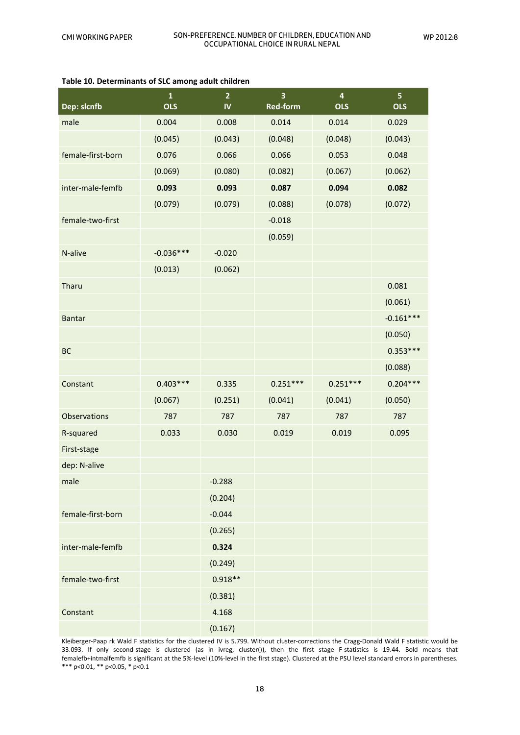**Table 10. Determinants of SLC among adult children**

| Dep: slcnfb | 1<br>OLS | 2<br>IV | 3<br>Red-form | 4<br>OLS | 5<br>OLS |
|---|---|---|---|---|---|
| male | 0.004 | 0.008 | 0.014 | 0.014 | 0.029 |
| | (0.045) | (0.043) | (0.048) | (0.048) | (0.043) |
| female-first-born | 0.076 | 0.066 | 0.066 | 0.053 | 0.048 |
| | (0.069) | (0.080) | (0.082) | (0.067) | (0.062) |
| inter-male-femfb | **0.093** | **0.093** | **0.087** | **0.094** | **0.082** |
| | (0.079) | (0.079) | (0.088) | (0.078) | (0.072) |
| female-two-first | | | -0.018 | | |
| | | | (0.059) | | |
| N-alive | -0.036*** | -0.020 | | | |
| | (0.013) | (0.062) | | | |
| Tharu | | | | | 0.081 |
| | | | | | (0.061) |
| Bantar | | | | | -0.161*** |
| | | | | | (0.050) |
| BC | | | | | 0.353*** |
| | | | | | (0.088) |
| Constant | 0.403*** | 0.335 | 0.251*** | 0.251*** | 0.204*** |
| | (0.067) | (0.251) | (0.041) | (0.041) | (0.050) |
| Observations | 787 | 787 | 787 | 787 | 787 |
| R-squared | 0.033 | 0.030 | 0.019 | 0.019 | 0.095 |
| First-stage | | | | | |
| dep: N-alive | | | | | |
| male | | -0.288 | | | |
| | | (0.204) | | | |
| female-first-born | | -0.044 | | | |
| | | (0.265) | | | |
| inter-male-femfb | | **0.324** | | | |
| | | (0.249) | | | |
| female-two-first | | 0.918** | | | |
| | | (0.381) | | | |
| Constant | | 4.168 | | | |
| | | (0.167) | | | |

Kleiberger-Paap rk Wald F statistics for the clustered IV is 5.799. Without cluster-corrections the Cragg-Donald Wald F statistic would be 33.093. If only second-stage is clustered (as in ivreg, cluster()), then the first stage F-statistics is 19.44. Bold means that femalefb+intmalfemfb is significant at the 5%-level (10%-level in the first stage). Clustered at the PSU level standard errors in parentheses. *** p<0.01, ** p<0.05, * p<0.1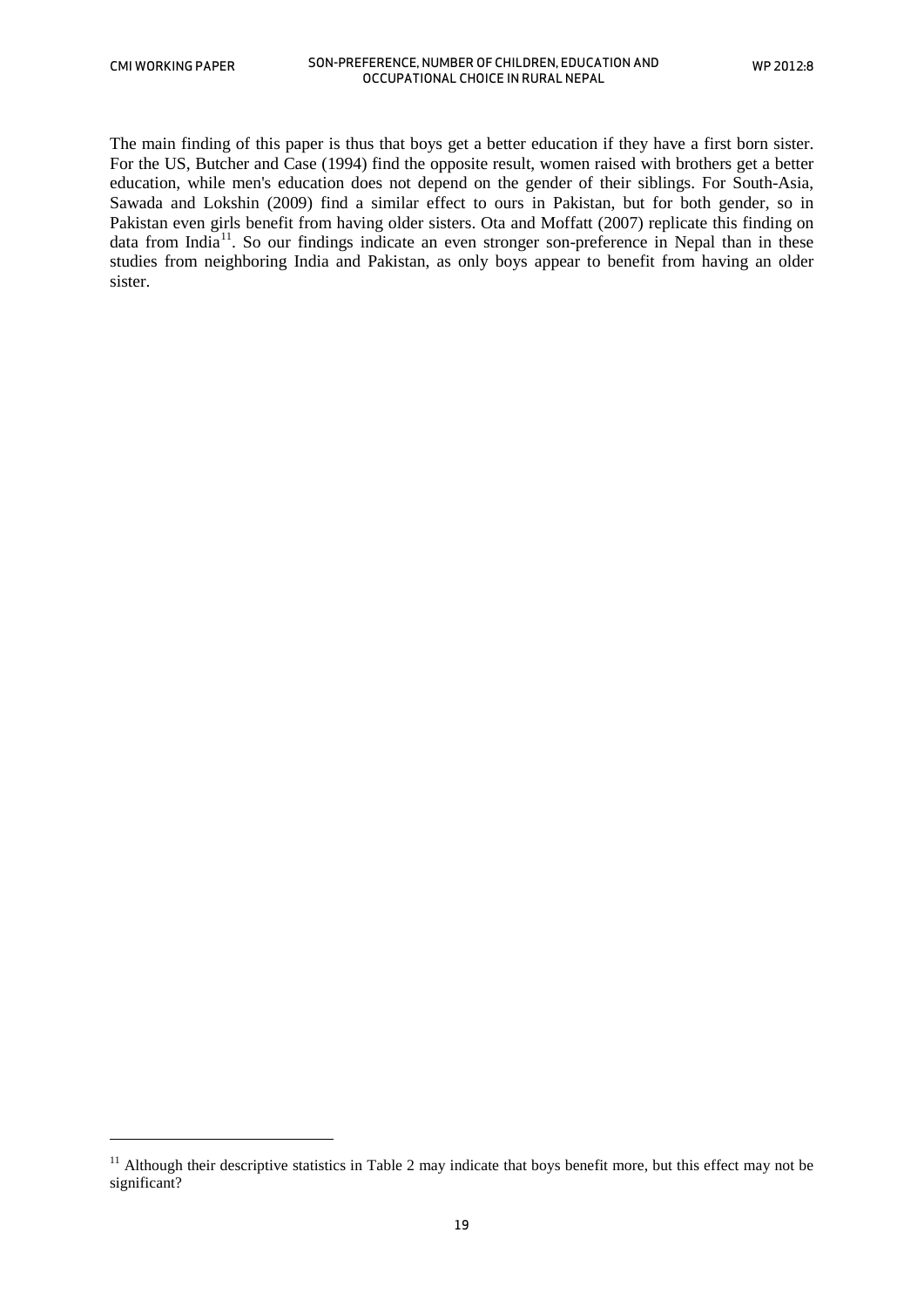The main finding of this paper is thus that boys get a better education if they have a first born sister. For the US, Butcher and Case (1994) find the opposite result, women raised with brothers get a better education, while men's education does not depend on the gender of their siblings. For South-Asia, Sawada and Lokshin (2009) find a similar effect to ours in Pakistan, but for both gender, so in Pakistan even girls benefit from having older sisters. Ota and Moffatt (2007) replicate this finding on data from India[11]. So our findings indicate an even stronger son-preference in Nepal than in these studies from neighboring India and Pakistan, as only boys appear to benefit from having an older sister.

---

[11] Although their descriptive statistics in Table 2 may indicate that boys benefit more, but this effect may not be significant?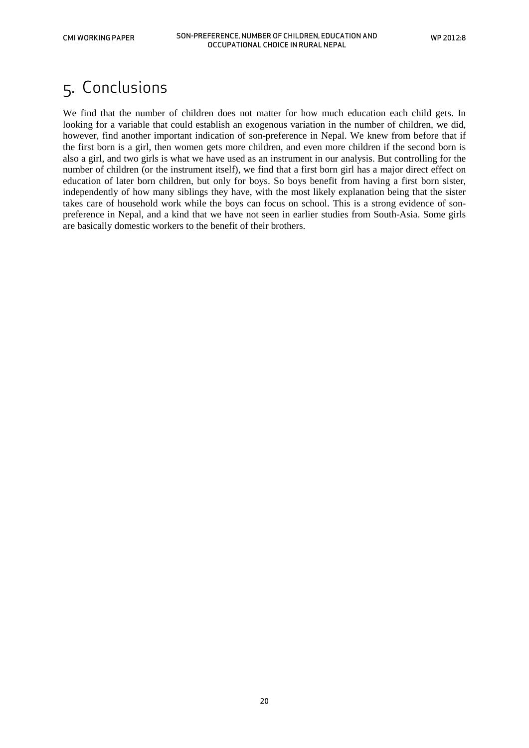# 5. Conclusions

We find that the number of children does not matter for how much education each child gets. In looking for a variable that could establish an exogenous variation in the number of children, we did, however, find another important indication of son-preference in Nepal. We knew from before that if the first born is a girl, then women gets more children, and even more children if the second born is also a girl, and two girls is what we have used as an instrument in our analysis. But controlling for the number of children (or the instrument itself), we find that a first born girl has a major direct effect on education of later born children, but only for boys. So boys benefit from having a first born sister, independently of how many siblings they have, with the most likely explanation being that the sister takes care of household work while the boys can focus on school. This is a strong evidence of son-preference in Nepal, and a kind that we have not seen in earlier studies from South-Asia. Some girls are basically domestic workers to the benefit of their brothers.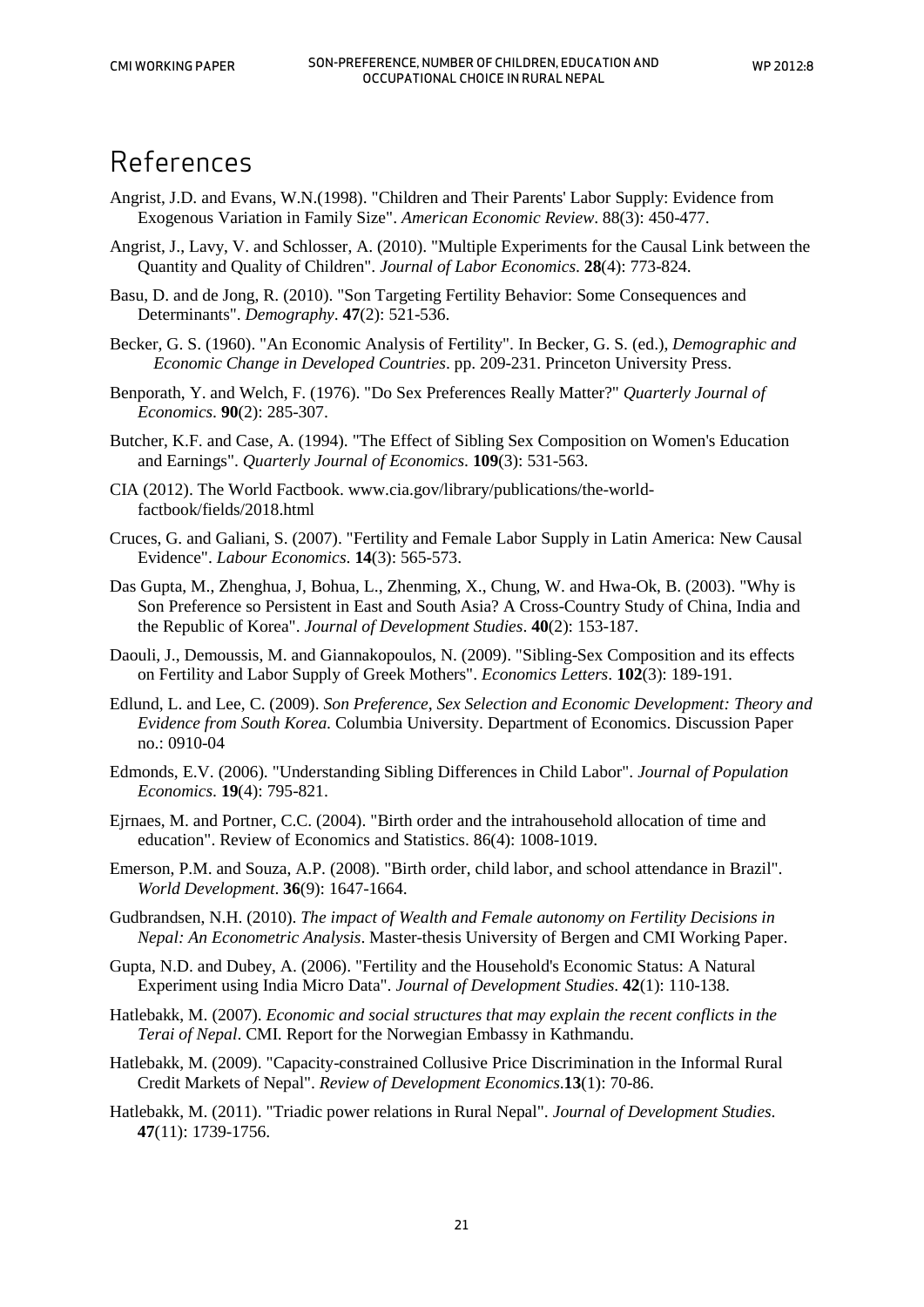# References

Angrist, J.D. and Evans, W.N.(1998). "Children and Their Parents' Labor Supply: Evidence from Exogenous Variation in Family Size". *American Economic Review*. 88(3): 450-477.

Angrist, J., Lavy, V. and Schlosser, A. (2010). "Multiple Experiments for the Causal Link between the Quantity and Quality of Children". *Journal of Labor Economics*. **28**(4): 773-824.

Basu, D. and de Jong, R. (2010). "Son Targeting Fertility Behavior: Some Consequences and Determinants". *Demography*. **47**(2): 521-536.

Becker, G. S. (1960). "An Economic Analysis of Fertility". In Becker, G. S. (ed.), *Demographic and Economic Change in Developed Countries*. pp. 209-231. Princeton University Press.

Benporath, Y. and Welch, F. (1976). "Do Sex Preferences Really Matter?" *Quarterly Journal of Economics*. **90**(2): 285-307.

Butcher, K.F. and Case, A. (1994). "The Effect of Sibling Sex Composition on Women's Education and Earnings". *Quarterly Journal of Economics*. **109**(3): 531-563.

CIA (2012). The World Factbook. www.cia.gov/library/publications/the-world-factbook/fields/2018.html

Cruces, G. and Galiani, S. (2007). "Fertility and Female Labor Supply in Latin America: New Causal Evidence". *Labour Economics*. **14**(3): 565-573.

Das Gupta, M., Zhenghua, J, Bohua, L., Zhenming, X., Chung, W. and Hwa-Ok, B. (2003). "Why is Son Preference so Persistent in East and South Asia? A Cross-Country Study of China, India and the Republic of Korea". *Journal of Development Studies*. **40**(2): 153-187.

Daouli, J., Demoussis, M. and Giannakopoulos, N. (2009). "Sibling-Sex Composition and its effects on Fertility and Labor Supply of Greek Mothers". *Economics Letters*. **102**(3): 189-191.

Edlund, L. and Lee, C. (2009). *Son Preference, Sex Selection and Economic Development: Theory and Evidence from South Korea.* Columbia University. Department of Economics. Discussion Paper no.: 0910-04

Edmonds, E.V. (2006). "Understanding Sibling Differences in Child Labor". *Journal of Population Economics*. **19**(4): 795-821.

Ejrnaes, M. and Portner, C.C. (2004). "Birth order and the intrahousehold allocation of time and education". Review of Economics and Statistics. 86(4): 1008-1019.

Emerson, P.M. and Souza, A.P. (2008). "Birth order, child labor, and school attendance in Brazil". *World Development*. **36**(9): 1647-1664.

Gudbrandsen, N.H. (2010). *The impact of Wealth and Female autonomy on Fertility Decisions in Nepal: An Econometric Analysis*. Master-thesis University of Bergen and CMI Working Paper.

Gupta, N.D. and Dubey, A. (2006). "Fertility and the Household's Economic Status: A Natural Experiment using India Micro Data". *Journal of Development Studies*. **42**(1): 110-138.

Hatlebakk, M. (2007). *Economic and social structures that may explain the recent conflicts in the Terai of Nepal*. CMI. Report for the Norwegian Embassy in Kathmandu.

Hatlebakk, M. (2009). "Capacity-constrained Collusive Price Discrimination in the Informal Rural Credit Markets of Nepal". *Review of Development Economics*.**13**(1): 70-86.

Hatlebakk, M. (2011). "Triadic power relations in Rural Nepal". *Journal of Development Studies*. **47**(11): 1739-1756.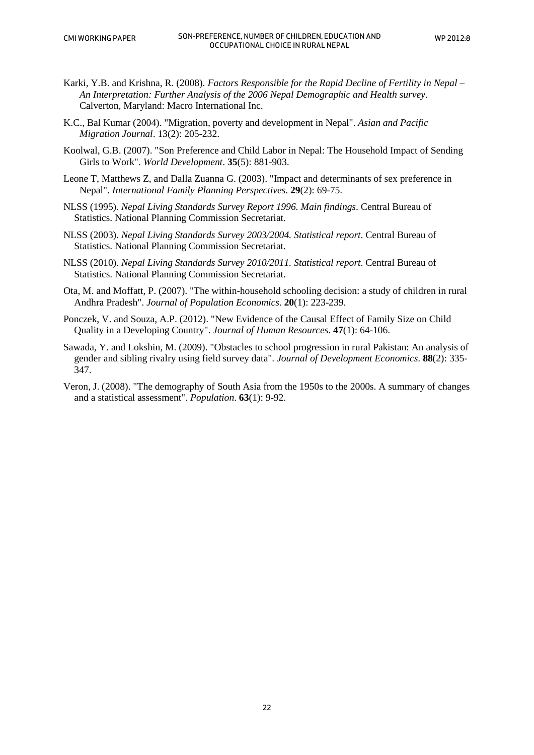Karki, Y.B. and Krishna, R. (2008). *Factors Responsible for the Rapid Decline of Fertility in Nepal – An Interpretation: Further Analysis of the 2006 Nepal Demographic and Health survey*. Calverton, Maryland: Macro International Inc.

K.C., Bal Kumar (2004). "Migration, poverty and development in Nepal". *Asian and Pacific Migration Journal*. 13(2): 205-232.

Koolwal, G.B. (2007). "Son Preference and Child Labor in Nepal: The Household Impact of Sending Girls to Work". *World Development*. **35**(5): 881-903.

Leone T, Matthews Z, and Dalla Zuanna G. (2003). "Impact and determinants of sex preference in Nepal". *International Family Planning Perspectives*. **29**(2): 69-75.

NLSS (1995). *Nepal Living Standards Survey Report 1996. Main findings*. Central Bureau of Statistics. National Planning Commission Secretariat.

NLSS (2003). *Nepal Living Standards Survey 2003/2004. Statistical report*. Central Bureau of Statistics. National Planning Commission Secretariat.

NLSS (2010). *Nepal Living Standards Survey 2010/2011. Statistical report*. Central Bureau of Statistics. National Planning Commission Secretariat.

Ota, M. and Moffatt, P. (2007). "The within-household schooling decision: a study of children in rural Andhra Pradesh". *Journal of Population Economics*. **20**(1): 223-239.

Ponczek, V. and Souza, A.P. (2012). "New Evidence of the Causal Effect of Family Size on Child Quality in a Developing Country". *Journal of Human Resources*. **47**(1): 64-106.

Sawada, Y. and Lokshin, M. (2009). "Obstacles to school progression in rural Pakistan: An analysis of gender and sibling rivalry using field survey data". *Journal of Development Economics*. **88**(2): 335-347.

Veron, J. (2008). "The demography of South Asia from the 1950s to the 2000s. A summary of changes and a statistical assessment". *Population*. **63**(1): 9-92.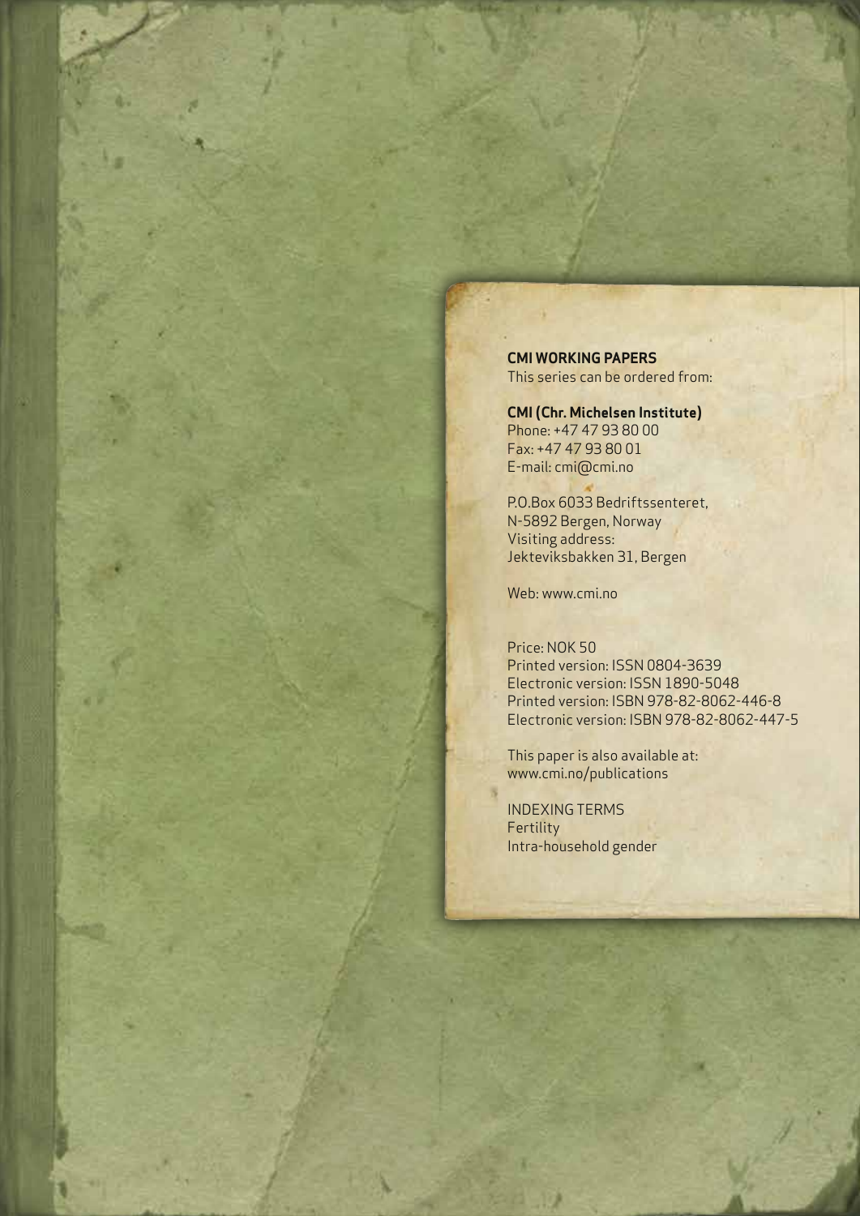**CMI WORKING PAPERS**
This series can be ordered from:

**CMI (Chr. Michelsen Institute)**
Phone: +47 47 93 80 00
Fax: +47 47 93 80 01
E-mail: cmi@cmi.no

P.O.Box 6033 Bedriftssenteret,
N-5892 Bergen, Norway
Visiting address:
Jekteviksbakken 31, Bergen

Web: www.cmi.no

Price: NOK 50
Printed version: ISSN 0804-3639
Electronic version: ISSN 1890-5048
Printed version: ISBN 978-82-8062-446-8
Electronic version: ISBN 978-82-8062-447-5

This paper is also available at:
www.cmi.no/publications

INDEXING TERMS
Fertility
Intra-household gender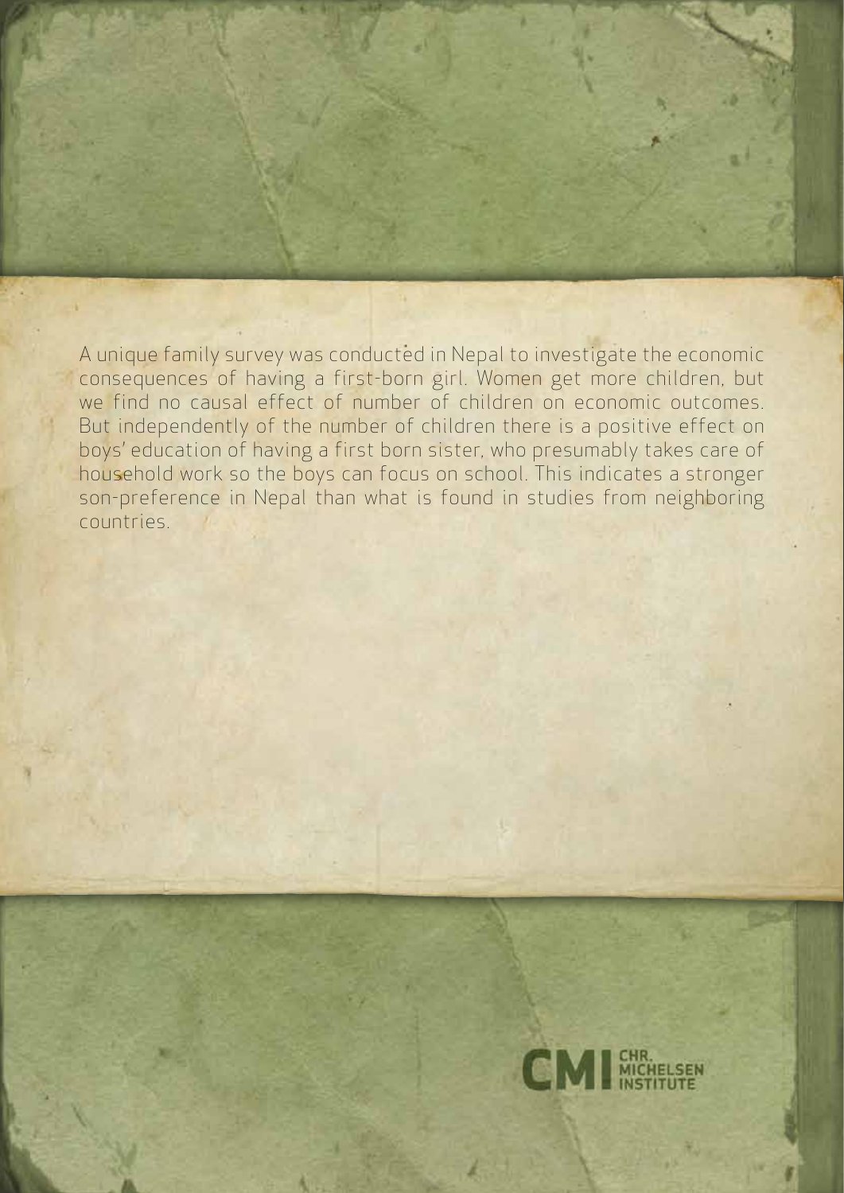A unique family survey was conducted in Nepal to investigate the economic consequences of having a first-born girl. Women get more children, but we find no causal effect of number of children on economic outcomes. But independently of the number of children there is a positive effect on boys' education of having a first born sister, who presumably takes care of household work so the boys can focus on school. This indicates a stronger son-preference in Nepal than what is found in studies from neighboring countries.

CMI CHR. MICHELSEN INSTITUTE